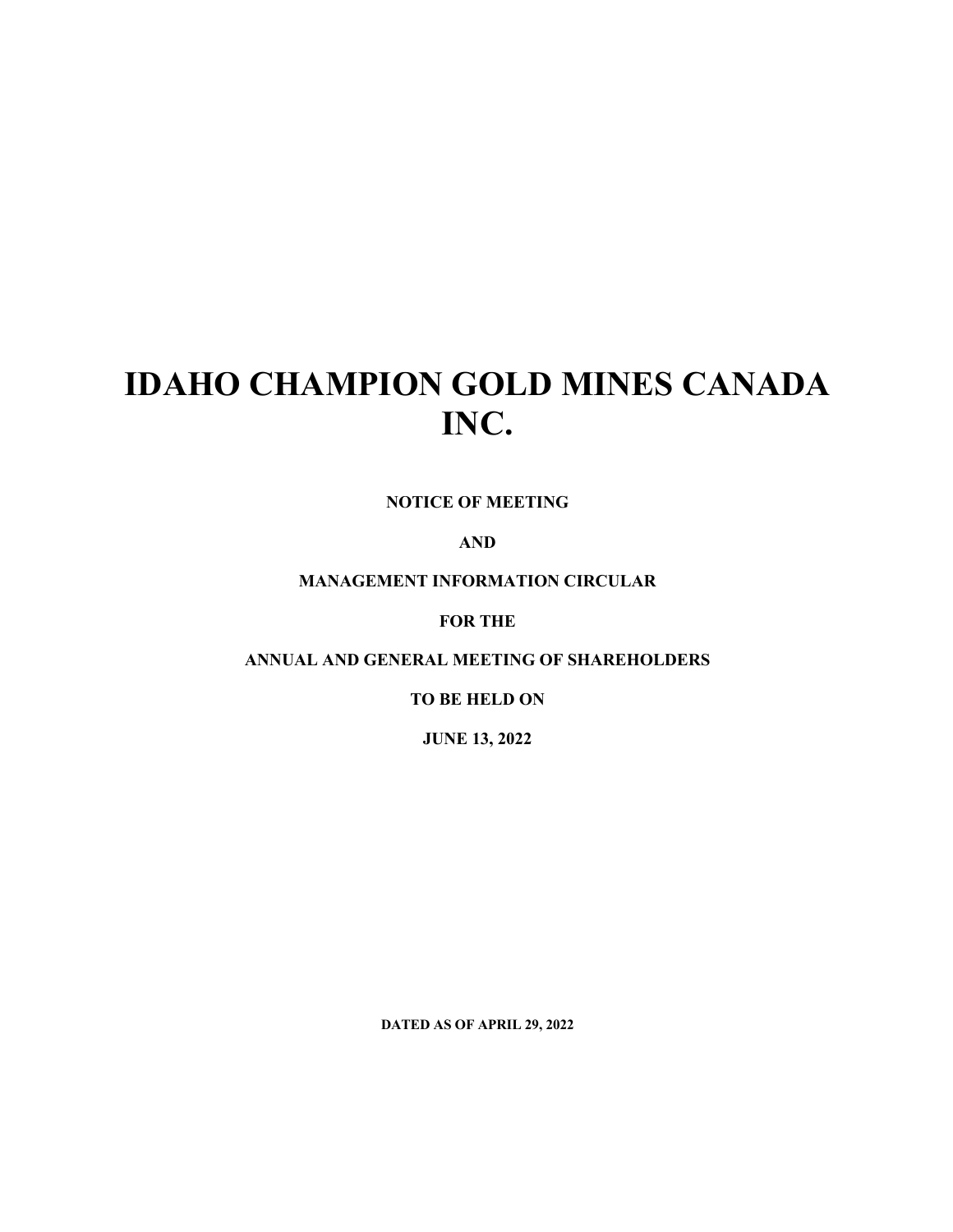# IDAHO CHAMPION GOLD MINES CANADA INC.

**NOTICE OF MEETING**

**AND**

**MANAGEMENT INFORMATION CIRCULAR**

**FOR THE**

**ANNUAL AND GENERAL MEETING OF SHAREHOLDERS**

**TO BE HELD ON**

**JUNE 13, 2022**

**DATED AS OF APRIL 29, 2022**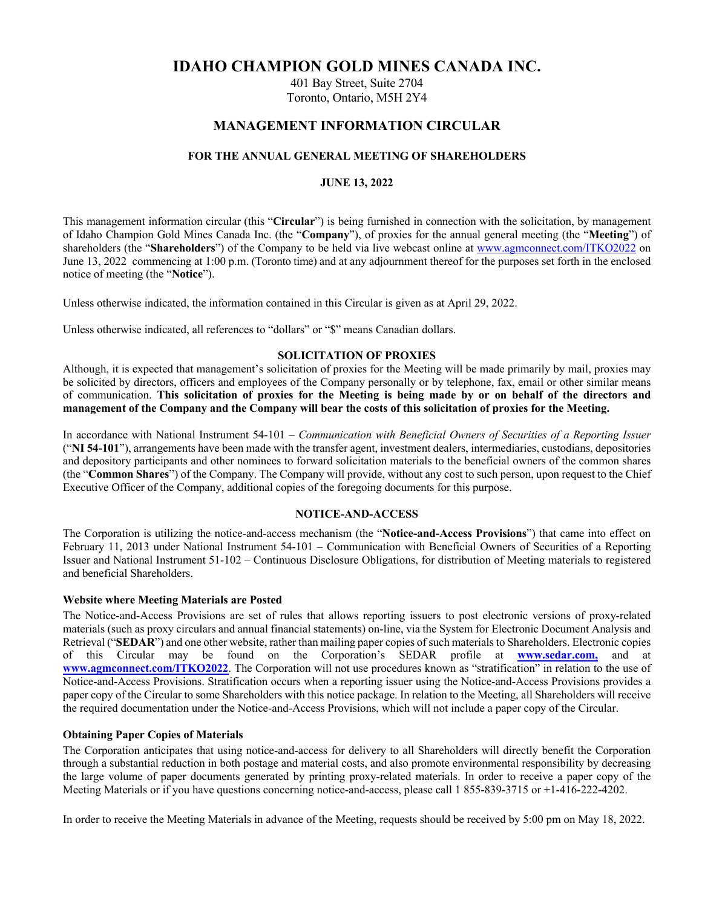# IDAHO CHAMPION GOLD MINES CANADA INC.

401 Bay Street, Suite 2704
Toronto, Ontario, M5H 2Y4

## MANAGEMENT INFORMATION CIRCULAR

### FOR THE ANNUAL GENERAL MEETING OF SHAREHOLDERS

### JUNE 13, 2022

This management information circular (this "**Circular**") is being furnished in connection with the solicitation, by management of Idaho Champion Gold Mines Canada Inc. (the "**Company**"), of proxies for the annual general meeting (the "**Meeting**") of shareholders (the "**Shareholders**") of the Company to be held via live webcast online at www.agmconnect.com/ITKO2022 on June 13, 2022 commencing at 1:00 p.m. (Toronto time) and at any adjournment thereof for the purposes set forth in the enclosed notice of meeting (the "**Notice**").

Unless otherwise indicated, the information contained in this Circular is given as at April 29, 2022.

Unless otherwise indicated, all references to "dollars" or "$" means Canadian dollars.

### SOLICITATION OF PROXIES

Although, it is expected that management's solicitation of proxies for the Meeting will be made primarily by mail, proxies may be solicited by directors, officers and employees of the Company personally or by telephone, fax, email or other similar means of communication. **This solicitation of proxies for the Meeting is being made by or on behalf of the directors and management of the Company and the Company will bear the costs of this solicitation of proxies for the Meeting.**

In accordance with National Instrument 54-101 – *Communication with Beneficial Owners of Securities of a Reporting Issuer* ("**NI 54-101**"), arrangements have been made with the transfer agent, investment dealers, intermediaries, custodians, depositories and depository participants and other nominees to forward solicitation materials to the beneficial owners of the common shares (the "**Common Shares**") of the Company. The Company will provide, without any cost to such person, upon request to the Chief Executive Officer of the Company, additional copies of the foregoing documents for this purpose.

### NOTICE-AND-ACCESS

The Corporation is utilizing the notice-and-access mechanism (the "**Notice-and-Access Provisions**") that came into effect on February 11, 2013 under National Instrument 54-101 – Communication with Beneficial Owners of Securities of a Reporting Issuer and National Instrument 51-102 – Continuous Disclosure Obligations, for distribution of Meeting materials to registered and beneficial Shareholders.

**Website where Meeting Materials are Posted**

The Notice-and-Access Provisions are set of rules that allows reporting issuers to post electronic versions of proxy-related materials (such as proxy circulars and annual financial statements) on-line, via the System for Electronic Document Analysis and Retrieval ("**SEDAR**") and one other website, rather than mailing paper copies of such materials to Shareholders. Electronic copies of this Circular may be found on the Corporation's SEDAR profile at **www.sedar.com,** and at **www.agmconnect.com/ITKO2022**. The Corporation will not use procedures known as "stratification" in relation to the use of Notice-and-Access Provisions. Stratification occurs when a reporting issuer using the Notice-and-Access Provisions provides a paper copy of the Circular to some Shareholders with this notice package. In relation to the Meeting, all Shareholders will receive the required documentation under the Notice-and-Access Provisions, which will not include a paper copy of the Circular.

**Obtaining Paper Copies of Materials**

The Corporation anticipates that using notice-and-access for delivery to all Shareholders will directly benefit the Corporation through a substantial reduction in both postage and material costs, and also promote environmental responsibility by decreasing the large volume of paper documents generated by printing proxy-related materials. In order to receive a paper copy of the Meeting Materials or if you have questions concerning notice-and-access, please call 1 855-839-3715 or +1-416-222-4202.

In order to receive the Meeting Materials in advance of the Meeting, requests should be received by 5:00 pm on May 18, 2022.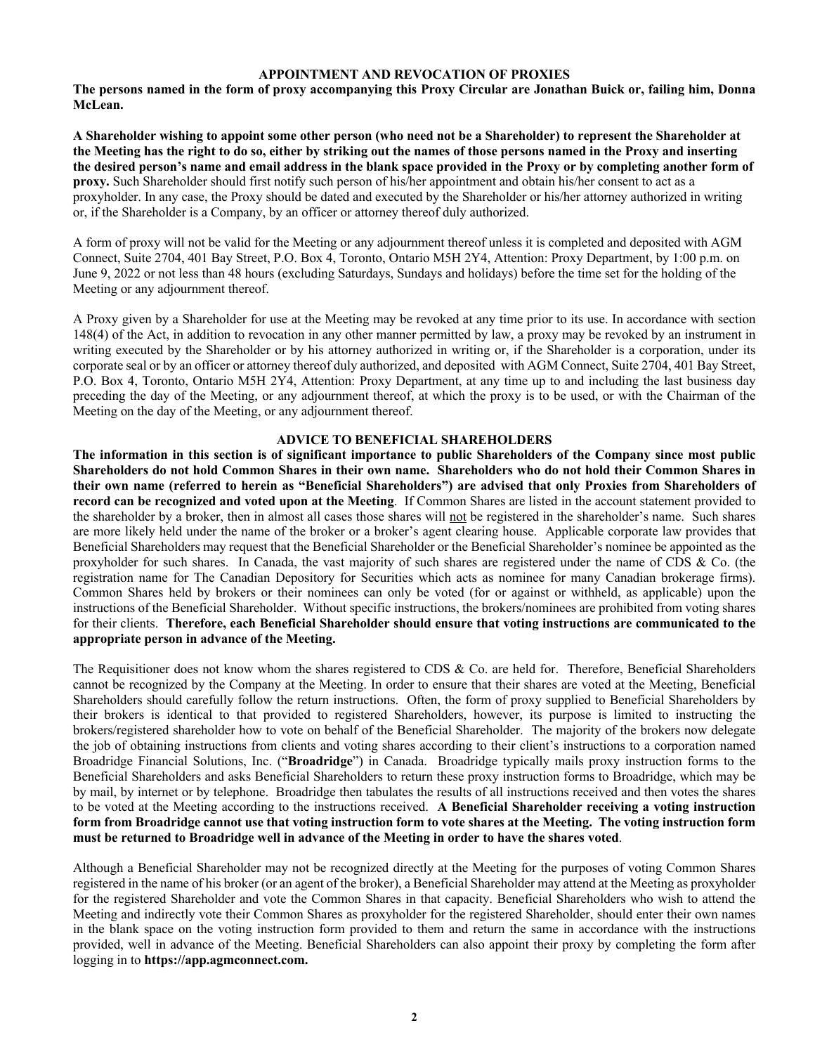## APPOINTMENT AND REVOCATION OF PROXIES

**The persons named in the form of proxy accompanying this Proxy Circular are Jonathan Buick or, failing him, Donna McLean.**

**A Shareholder wishing to appoint some other person (who need not be a Shareholder) to represent the Shareholder at the Meeting has the right to do so, either by striking out the names of those persons named in the Proxy and inserting the desired person's name and email address in the blank space provided in the Proxy or by completing another form of proxy.** Such Shareholder should first notify such person of his/her appointment and obtain his/her consent to act as a proxyholder. In any case, the Proxy should be dated and executed by the Shareholder or his/her attorney authorized in writing or, if the Shareholder is a Company, by an officer or attorney thereof duly authorized.

A form of proxy will not be valid for the Meeting or any adjournment thereof unless it is completed and deposited with AGM Connect, Suite 2704, 401 Bay Street, P.O. Box 4, Toronto, Ontario M5H 2Y4, Attention: Proxy Department, by 1:00 p.m. on June 9, 2022 or not less than 48 hours (excluding Saturdays, Sundays and holidays) before the time set for the holding of the Meeting or any adjournment thereof.

A Proxy given by a Shareholder for use at the Meeting may be revoked at any time prior to its use. In accordance with section 148(4) of the Act, in addition to revocation in any other manner permitted by law, a proxy may be revoked by an instrument in writing executed by the Shareholder or by his attorney authorized in writing or, if the Shareholder is a corporation, under its corporate seal or by an officer or attorney thereof duly authorized, and deposited with AGM Connect, Suite 2704, 401 Bay Street, P.O. Box 4, Toronto, Ontario M5H 2Y4, Attention: Proxy Department, at any time up to and including the last business day preceding the day of the Meeting, or any adjournment thereof, at which the proxy is to be used, or with the Chairman of the Meeting on the day of the Meeting, or any adjournment thereof.

## ADVICE TO BENEFICIAL SHAREHOLDERS

**The information in this section is of significant importance to public Shareholders of the Company since most public Shareholders do not hold Common Shares in their own name. Shareholders who do not hold their Common Shares in their own name (referred to herein as "Beneficial Shareholders") are advised that only Proxies from Shareholders of record can be recognized and voted upon at the Meeting**. If Common Shares are listed in the account statement provided to the shareholder by a broker, then in almost all cases those shares will not be registered in the shareholder's name. Such shares are more likely held under the name of the broker or a broker's agent clearing house. Applicable corporate law provides that Beneficial Shareholders may request that the Beneficial Shareholder or the Beneficial Shareholder's nominee be appointed as the proxyholder for such shares. In Canada, the vast majority of such shares are registered under the name of CDS & Co. (the registration name for The Canadian Depository for Securities which acts as nominee for many Canadian brokerage firms). Common Shares held by brokers or their nominees can only be voted (for or against or withheld, as applicable) upon the instructions of the Beneficial Shareholder. Without specific instructions, the brokers/nominees are prohibited from voting shares for their clients. **Therefore, each Beneficial Shareholder should ensure that voting instructions are communicated to the appropriate person in advance of the Meeting.**

The Requisitioner does not know whom the shares registered to CDS & Co. are held for. Therefore, Beneficial Shareholders cannot be recognized by the Company at the Meeting. In order to ensure that their shares are voted at the Meeting, Beneficial Shareholders should carefully follow the return instructions. Often, the form of proxy supplied to Beneficial Shareholders by their brokers is identical to that provided to registered Shareholders, however, its purpose is limited to instructing the brokers/registered shareholder how to vote on behalf of the Beneficial Shareholder. The majority of the brokers now delegate the job of obtaining instructions from clients and voting shares according to their client's instructions to a corporation named Broadridge Financial Solutions, Inc. ("**Broadridge**") in Canada. Broadridge typically mails proxy instruction forms to the Beneficial Shareholders and asks Beneficial Shareholders to return these proxy instruction forms to Broadridge, which may be by mail, by internet or by telephone. Broadridge then tabulates the results of all instructions received and then votes the shares to be voted at the Meeting according to the instructions received. **A Beneficial Shareholder receiving a voting instruction form from Broadridge cannot use that voting instruction form to vote shares at the Meeting. The voting instruction form must be returned to Broadridge well in advance of the Meeting in order to have the shares voted**.

Although a Beneficial Shareholder may not be recognized directly at the Meeting for the purposes of voting Common Shares registered in the name of his broker (or an agent of the broker), a Beneficial Shareholder may attend at the Meeting as proxyholder for the registered Shareholder and vote the Common Shares in that capacity. Beneficial Shareholders who wish to attend the Meeting and indirectly vote their Common Shares as proxyholder for the registered Shareholder, should enter their own names in the blank space on the voting instruction form provided to them and return the same in accordance with the instructions provided, well in advance of the Meeting. Beneficial Shareholders can also appoint their proxy by completing the form after logging in to **https://app.agmconnect.com.**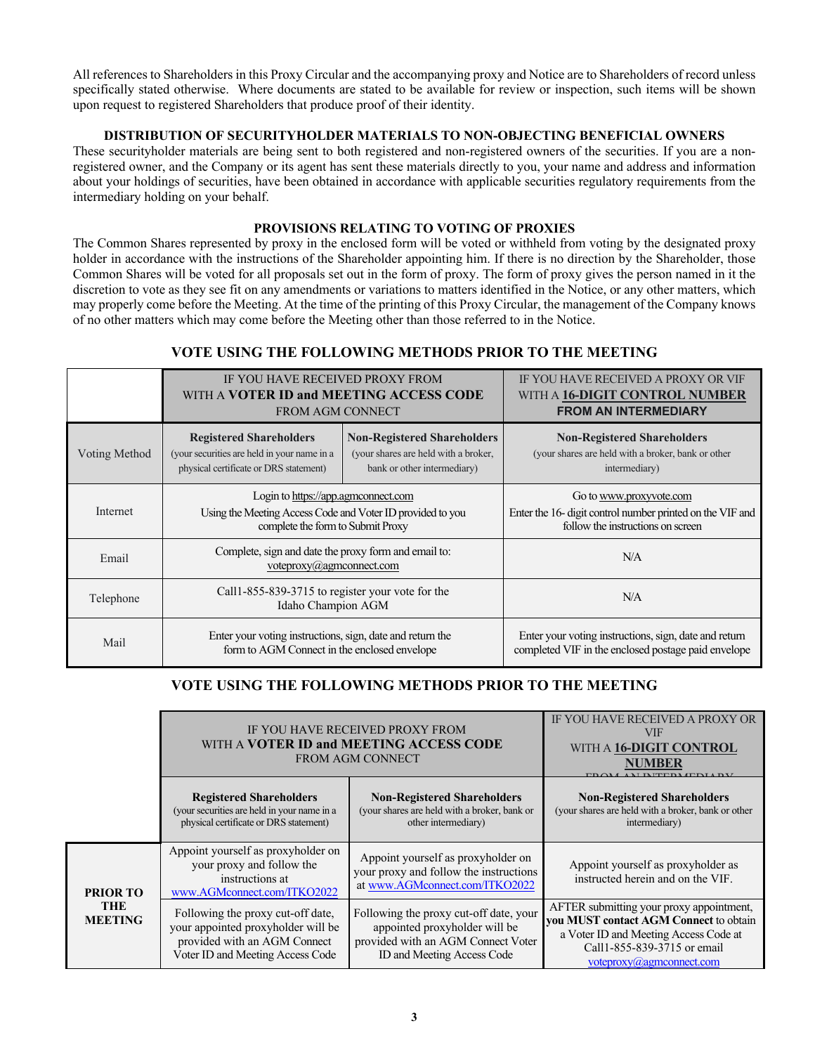All references to Shareholders in this Proxy Circular and the accompanying proxy and Notice are to Shareholders of record unless specifically stated otherwise. Where documents are stated to be available for review or inspection, such items will be shown upon request to registered Shareholders that produce proof of their identity.

### DISTRIBUTION OF SECURITYHOLDER MATERIALS TO NON-OBJECTING BENEFICIAL OWNERS

These securityholder materials are being sent to both registered and non-registered owners of the securities. If you are a non-registered owner, and the Company or its agent has sent these materials directly to you, your name and address and information about your holdings of securities, have been obtained in accordance with applicable securities regulatory requirements from the intermediary holding on your behalf.

### PROVISIONS RELATING TO VOTING OF PROXIES

The Common Shares represented by proxy in the enclosed form will be voted or withheld from voting by the designated proxy holder in accordance with the instructions of the Shareholder appointing him. If there is no direction by the Shareholder, those Common Shares will be voted for all proposals set out in the form of proxy. The form of proxy gives the person named in it the discretion to vote as they see fit on any amendments or variations to matters identified in the Notice, or any other matters, which may properly come before the Meeting. At the time of the printing of this Proxy Circular, the management of the Company knows of no other matters which may come before the Meeting other than those referred to in the Notice.

## VOTE USING THE FOLLOWING METHODS PRIOR TO THE MEETING

| | IF YOU HAVE RECEIVED PROXY FROM WITH A **VOTER ID and MEETING ACCESS CODE** FROM AGM CONNECT | | IF YOU HAVE RECEIVED A PROXY OR VIF WITH A **16-DIGIT CONTROL NUMBER FROM AN INTERMEDIARY** |
|---|---|---|---|
| Voting Method | **Registered Shareholders** (your securities are held in your name in a physical certificate or DRS statement) | **Non-Registered Shareholders** (your shares are held with a broker, bank or other intermediary) | **Non-Registered Shareholders** (your shares are held with a broker, bank or other intermediary) |
| Internet | Login to https://app.agmconnect.com Using the Meeting Access Code and Voter ID provided to you complete the form to Submit Proxy | | Go to www.proxyvote.com Enter the 16- digit control number printed on the VIF and follow the instructions on screen |
| Email | Complete, sign and date the proxy form and email to: voteproxy@agmconnect.com | | N/A |
| Telephone | Call1-855-839-3715 to register your vote for the Idaho Champion AGM | | N/A |
| Mail | Enter your voting instructions, sign, date and return the form to AGM Connect in the enclosed envelope | | Enter your voting instructions, sign, date and return completed VIF in the enclosed postage paid envelope |

## VOTE USING THE FOLLOWING METHODS PRIOR TO THE MEETING

| | IF YOU HAVE RECEIVED PROXY FROM WITH A **VOTER ID and MEETING ACCESS CODE** FROM AGM CONNECT | | IF YOU HAVE RECEIVED A PROXY OR VIF WITH A **16-DIGIT CONTROL NUMBER** FROM AN INTERMEDIARY |
|---|---|---|---|
| | **Registered Shareholders** (your securities are held in your name in a physical certificate or DRS statement) | **Non-Registered Shareholders** (your shares are held with a broker, bank or other intermediary) | **Non-Registered Shareholders** (your shares are held with a broker, bank or other intermediary) |
| **PRIOR TO THE MEETING** | Appoint yourself as proxyholder on your proxy and follow the instructions at www.AGMconnect.com/ITKO2022 | Appoint yourself as proxyholder on your proxy and follow the instructions at www.AGMconnect.com/ITKO2022 | Appoint yourself as proxyholder as instructed herein and on the VIF. |
| | Following the proxy cut-off date, your appointed proxyholder will be provided with an AGM Connect Voter ID and Meeting Access Code | Following the proxy cut-off date, your appointed proxyholder will be provided with an AGM Connect Voter ID and Meeting Access Code | AFTER submitting your proxy appointment, **you MUST contact AGM Connect** to obtain a Voter ID and Meeting Access Code at Call1-855-839-3715 or email voteproxy@agmconnect.com |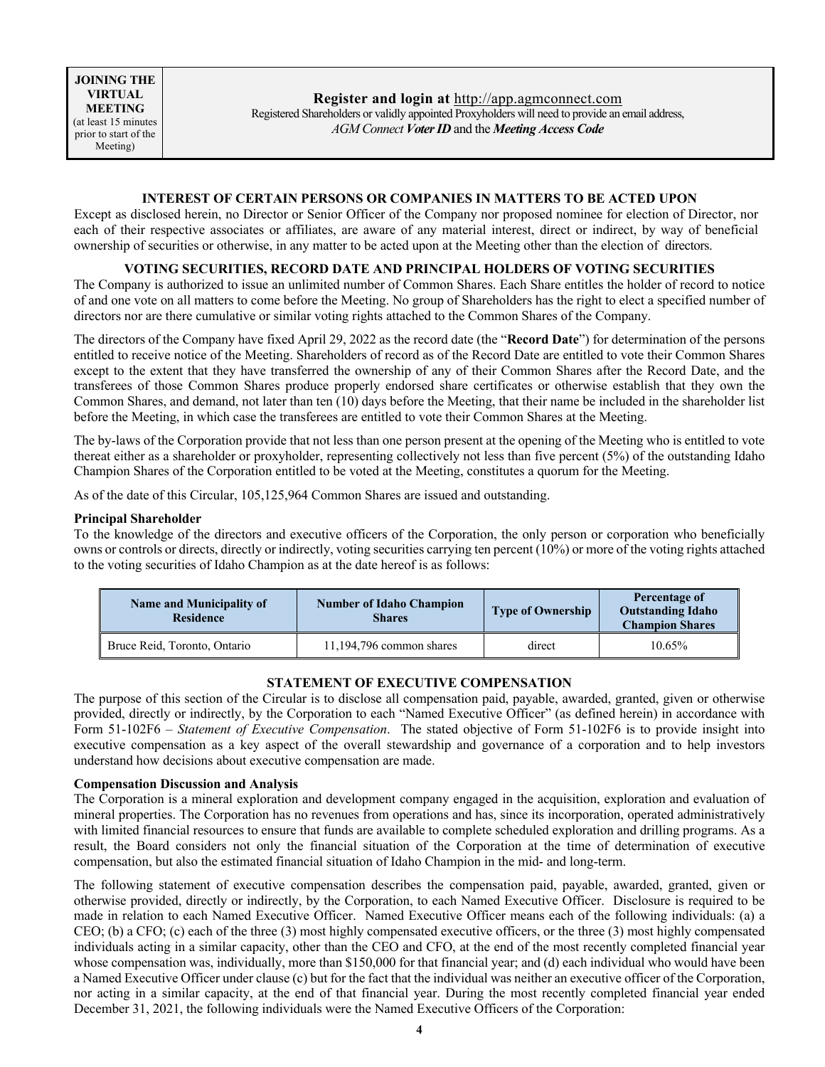| **JOINING THE VIRTUAL MEETING** (at least 15 minutes prior to start of the Meeting) | **Register and login at** http://app.agmconnect.com<br>Registered Shareholders or validly appointed Proxyholders will need to provide an email address, *AGM Connect **Voter ID*** and the ***Meeting Access Code*** |
|---|---|

### INTEREST OF CERTAIN PERSONS OR COMPANIES IN MATTERS TO BE ACTED UPON

Except as disclosed herein, no Director or Senior Officer of the Company nor proposed nominee for election of Director, nor each of their respective associates or affiliates, are aware of any material interest, direct or indirect, by way of beneficial ownership of securities or otherwise, in any matter to be acted upon at the Meeting other than the election of directors.

### VOTING SECURITIES, RECORD DATE AND PRINCIPAL HOLDERS OF VOTING SECURITIES

The Company is authorized to issue an unlimited number of Common Shares. Each Share entitles the holder of record to notice of and one vote on all matters to come before the Meeting. No group of Shareholders has the right to elect a specified number of directors nor are there cumulative or similar voting rights attached to the Common Shares of the Company.

The directors of the Company have fixed April 29, 2022 as the record date (the "**Record Date**") for determination of the persons entitled to receive notice of the Meeting. Shareholders of record as of the Record Date are entitled to vote their Common Shares except to the extent that they have transferred the ownership of any of their Common Shares after the Record Date, and the transferees of those Common Shares produce properly endorsed share certificates or otherwise establish that they own the Common Shares, and demand, not later than ten (10) days before the Meeting, that their name be included in the shareholder list before the Meeting, in which case the transferees are entitled to vote their Common Shares at the Meeting.

The by-laws of the Corporation provide that not less than one person present at the opening of the Meeting who is entitled to vote thereat either as a shareholder or proxyholder, representing collectively not less than five percent (5%) of the outstanding Idaho Champion Shares of the Corporation entitled to be voted at the Meeting, constitutes a quorum for the Meeting.

As of the date of this Circular, 105,125,964 Common Shares are issued and outstanding.

**Principal Shareholder**

To the knowledge of the directors and executive officers of the Corporation, the only person or corporation who beneficially owns or controls or directs, directly or indirectly, voting securities carrying ten percent (10%) or more of the voting rights attached to the voting securities of Idaho Champion as at the date hereof is as follows:

| Name and Municipality of Residence | Number of Idaho Champion Shares | Type of Ownership | Percentage of Outstanding Idaho Champion Shares |
|---|---|---|---|
| Bruce Reid, Toronto, Ontario | 11,194,796 common shares | direct | 10.65% |

### STATEMENT OF EXECUTIVE COMPENSATION

The purpose of this section of the Circular is to disclose all compensation paid, payable, awarded, granted, given or otherwise provided, directly or indirectly, by the Corporation to each "Named Executive Officer" (as defined herein) in accordance with Form 51-102F6 – *Statement of Executive Compensation*. The stated objective of Form 51-102F6 is to provide insight into executive compensation as a key aspect of the overall stewardship and governance of a corporation and to help investors understand how decisions about executive compensation are made.

**Compensation Discussion and Analysis**

The Corporation is a mineral exploration and development company engaged in the acquisition, exploration and evaluation of mineral properties. The Corporation has no revenues from operations and has, since its incorporation, operated administratively with limited financial resources to ensure that funds are available to complete scheduled exploration and drilling programs. As a result, the Board considers not only the financial situation of the Corporation at the time of determination of executive compensation, but also the estimated financial situation of Idaho Champion in the mid- and long-term.

The following statement of executive compensation describes the compensation paid, payable, awarded, granted, given or otherwise provided, directly or indirectly, by the Corporation, to each Named Executive Officer. Disclosure is required to be made in relation to each Named Executive Officer. Named Executive Officer means each of the following individuals: (a) a CEO; (b) a CFO; (c) each of the three (3) most highly compensated executive officers, or the three (3) most highly compensated individuals acting in a similar capacity, other than the CEO and CFO, at the end of the most recently completed financial year whose compensation was, individually, more than $150,000 for that financial year; and (d) each individual who would have been a Named Executive Officer under clause (c) but for the fact that the individual was neither an executive officer of the Corporation, nor acting in a similar capacity, at the end of that financial year. During the most recently completed financial year ended December 31, 2021, the following individuals were the Named Executive Officers of the Corporation: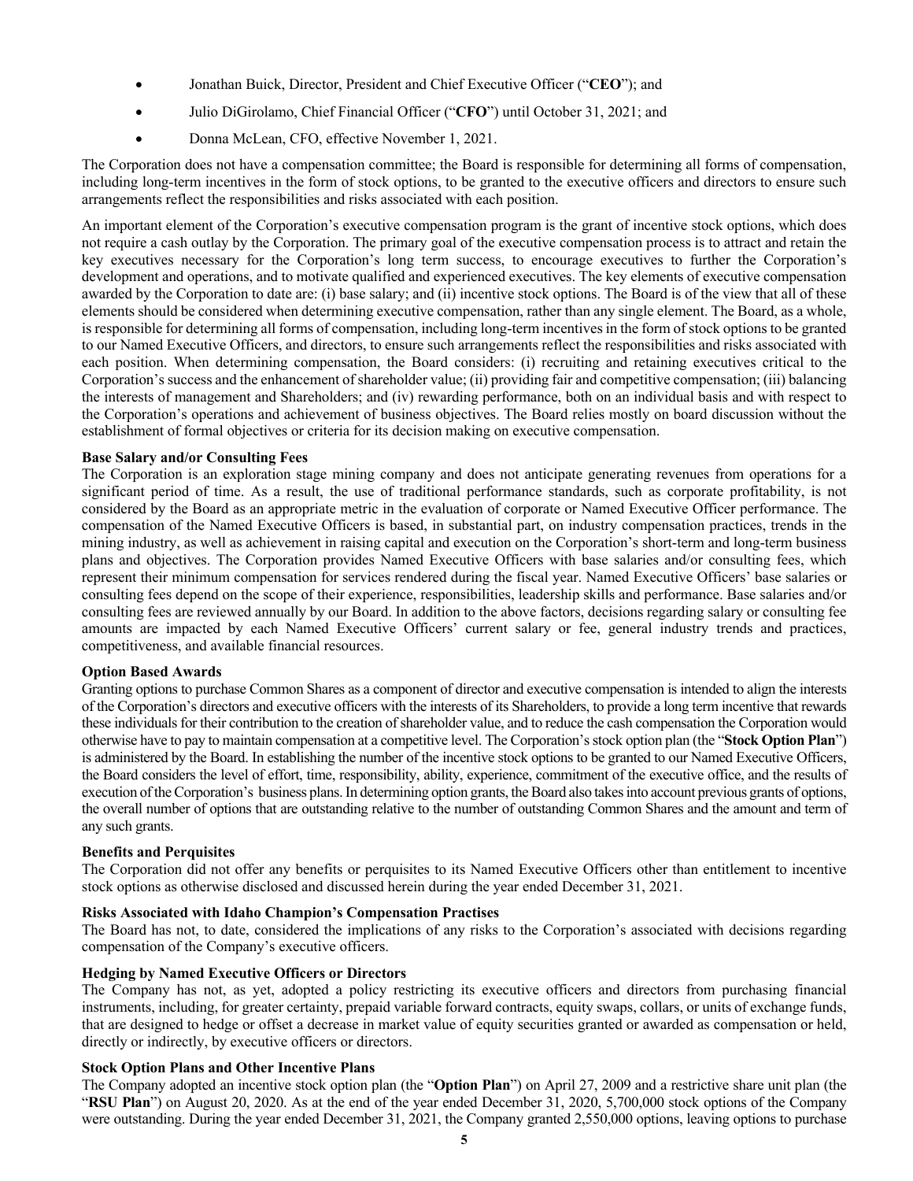- Jonathan Buick, Director, President and Chief Executive Officer ("**CEO**"); and
- Julio DiGirolamo, Chief Financial Officer ("**CFO**") until October 31, 2021; and
- Donna McLean, CFO, effective November 1, 2021.

The Corporation does not have a compensation committee; the Board is responsible for determining all forms of compensation, including long-term incentives in the form of stock options, to be granted to the executive officers and directors to ensure such arrangements reflect the responsibilities and risks associated with each position.

An important element of the Corporation's executive compensation program is the grant of incentive stock options, which does not require a cash outlay by the Corporation. The primary goal of the executive compensation process is to attract and retain the key executives necessary for the Corporation's long term success, to encourage executives to further the Corporation's development and operations, and to motivate qualified and experienced executives. The key elements of executive compensation awarded by the Corporation to date are: (i) base salary; and (ii) incentive stock options. The Board is of the view that all of these elements should be considered when determining executive compensation, rather than any single element. The Board, as a whole, is responsible for determining all forms of compensation, including long-term incentives in the form of stock options to be granted to our Named Executive Officers, and directors, to ensure such arrangements reflect the responsibilities and risks associated with each position. When determining compensation, the Board considers: (i) recruiting and retaining executives critical to the Corporation's success and the enhancement of shareholder value; (ii) providing fair and competitive compensation; (iii) balancing the interests of management and Shareholders; and (iv) rewarding performance, both on an individual basis and with respect to the Corporation's operations and achievement of business objectives. The Board relies mostly on board discussion without the establishment of formal objectives or criteria for its decision making on executive compensation.

**Base Salary and/or Consulting Fees**

The Corporation is an exploration stage mining company and does not anticipate generating revenues from operations for a significant period of time. As a result, the use of traditional performance standards, such as corporate profitability, is not considered by the Board as an appropriate metric in the evaluation of corporate or Named Executive Officer performance. The compensation of the Named Executive Officers is based, in substantial part, on industry compensation practices, trends in the mining industry, as well as achievement in raising capital and execution on the Corporation's short-term and long-term business plans and objectives. The Corporation provides Named Executive Officers with base salaries and/or consulting fees, which represent their minimum compensation for services rendered during the fiscal year. Named Executive Officers' base salaries or consulting fees depend on the scope of their experience, responsibilities, leadership skills and performance. Base salaries and/or consulting fees are reviewed annually by our Board. In addition to the above factors, decisions regarding salary or consulting fee amounts are impacted by each Named Executive Officers' current salary or fee, general industry trends and practices, competitiveness, and available financial resources.

**Option Based Awards**

Granting options to purchase Common Shares as a component of director and executive compensation is intended to align the interests of the Corporation's directors and executive officers with the interests of its Shareholders, to provide a long term incentive that rewards these individuals for their contribution to the creation of shareholder value, and to reduce the cash compensation the Corporation would otherwise have to pay to maintain compensation at a competitive level. The Corporation's stock option plan (the "**Stock Option Plan**") is administered by the Board. In establishing the number of the incentive stock options to be granted to our Named Executive Officers, the Board considers the level of effort, time, responsibility, ability, experience, commitment of the executive office, and the results of execution of the Corporation's business plans. In determining option grants, the Board also takes into account previous grants of options, the overall number of options that are outstanding relative to the number of outstanding Common Shares and the amount and term of any such grants.

**Benefits and Perquisites**

The Corporation did not offer any benefits or perquisites to its Named Executive Officers other than entitlement to incentive stock options as otherwise disclosed and discussed herein during the year ended December 31, 2021.

**Risks Associated with Idaho Champion's Compensation Practises**

The Board has not, to date, considered the implications of any risks to the Corporation's associated with decisions regarding compensation of the Company's executive officers.

**Hedging by Named Executive Officers or Directors**

The Company has not, as yet, adopted a policy restricting its executive officers and directors from purchasing financial instruments, including, for greater certainty, prepaid variable forward contracts, equity swaps, collars, or units of exchange funds, that are designed to hedge or offset a decrease in market value of equity securities granted or awarded as compensation or held, directly or indirectly, by executive officers or directors.

**Stock Option Plans and Other Incentive Plans**

The Company adopted an incentive stock option plan (the "**Option Plan**") on April 27, 2009 and a restrictive share unit plan (the "**RSU Plan**") on August 20, 2020. As at the end of the year ended December 31, 2020, 5,700,000 stock options of the Company were outstanding. During the year ended December 31, 2021, the Company granted 2,550,000 options, leaving options to purchase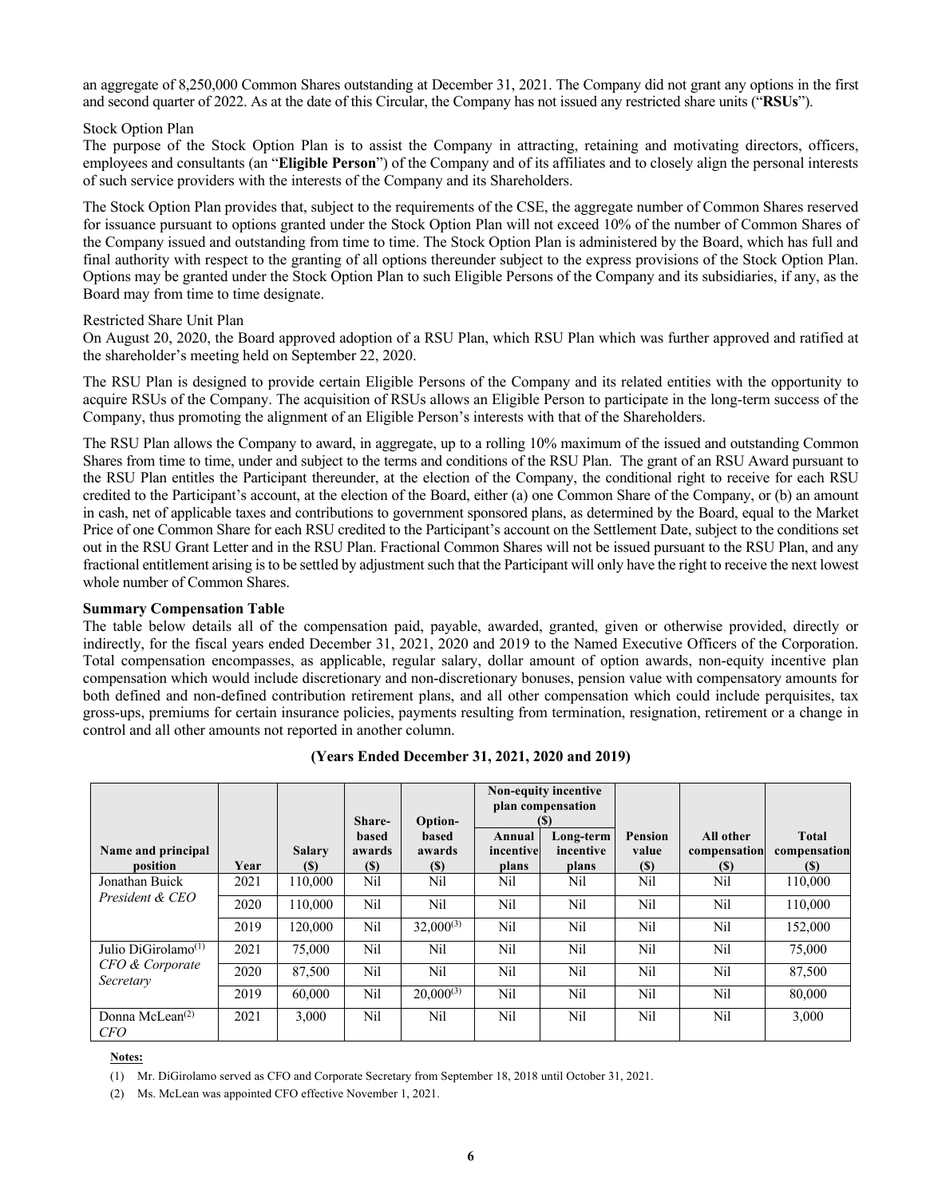an aggregate of 8,250,000 Common Shares outstanding at December 31, 2021. The Company did not grant any options in the first and second quarter of 2022. As at the date of this Circular, the Company has not issued any restricted share units ("**RSUs**").

Stock Option Plan

The purpose of the Stock Option Plan is to assist the Company in attracting, retaining and motivating directors, officers, employees and consultants (an "**Eligible Person**") of the Company and of its affiliates and to closely align the personal interests of such service providers with the interests of the Company and its Shareholders.

The Stock Option Plan provides that, subject to the requirements of the CSE, the aggregate number of Common Shares reserved for issuance pursuant to options granted under the Stock Option Plan will not exceed 10% of the number of Common Shares of the Company issued and outstanding from time to time. The Stock Option Plan is administered by the Board, which has full and final authority with respect to the granting of all options thereunder subject to the express provisions of the Stock Option Plan. Options may be granted under the Stock Option Plan to such Eligible Persons of the Company and its subsidiaries, if any, as the Board may from time to time designate.

Restricted Share Unit Plan

On August 20, 2020, the Board approved adoption of a RSU Plan, which RSU Plan which was further approved and ratified at the shareholder's meeting held on September 22, 2020.

The RSU Plan is designed to provide certain Eligible Persons of the Company and its related entities with the opportunity to acquire RSUs of the Company. The acquisition of RSUs allows an Eligible Person to participate in the long-term success of the Company, thus promoting the alignment of an Eligible Person's interests with that of the Shareholders.

The RSU Plan allows the Company to award, in aggregate, up to a rolling 10% maximum of the issued and outstanding Common Shares from time to time, under and subject to the terms and conditions of the RSU Plan. The grant of an RSU Award pursuant to the RSU Plan entitles the Participant thereunder, at the election of the Company, the conditional right to receive for each RSU credited to the Participant's account, at the election of the Board, either (a) one Common Share of the Company, or (b) an amount in cash, net of applicable taxes and contributions to government sponsored plans, as determined by the Board, equal to the Market Price of one Common Share for each RSU credited to the Participant's account on the Settlement Date, subject to the conditions set out in the RSU Grant Letter and in the RSU Plan. Fractional Common Shares will not be issued pursuant to the RSU Plan, and any fractional entitlement arising is to be settled by adjustment such that the Participant will only have the right to receive the next lowest whole number of Common Shares.

**Summary Compensation Table**

The table below details all of the compensation paid, payable, awarded, granted, given or otherwise provided, directly or indirectly, for the fiscal years ended December 31, 2021, 2020 and 2019 to the Named Executive Officers of the Corporation. Total compensation encompasses, as applicable, regular salary, dollar amount of option awards, non-equity incentive plan compensation which would include discretionary and non-discretionary bonuses, pension value with compensatory amounts for both defined and non-defined contribution retirement plans, and all other compensation which could include perquisites, tax gross-ups, premiums for certain insurance policies, payments resulting from termination, resignation, retirement or a change in control and all other amounts not reported in another column.

**(Years Ended December 31, 2021, 2020 and 2019)**

| Name and principal position | Year | Salary ($) | Share-based awards ($) | Option-based awards ($) | Non-equity incentive plan compensation ($) | | Pension value ($) | All other compensation ($) | Total compensation ($) |
|---|---|---|---|---|---|---|---|---|---|
| | | | | | Annual incentive plans | Long-term incentive plans | | | |
| Jonathan Buick *President & CEO* | 2021 | 110,000 | Nil | Nil | Nil | Nil | Nil | Nil | 110,000 |
| | 2020 | 110,000 | Nil | Nil | Nil | Nil | Nil | Nil | 110,000 |
| | 2019 | 120,000 | Nil | 32,000[3] | Nil | Nil | Nil | Nil | 152,000 |
| Julio DiGirolamo[1] *CFO & Corporate Secretary* | 2021 | 75,000 | Nil | Nil | Nil | Nil | Nil | Nil | 75,000 |
| | 2020 | 87,500 | Nil | Nil | Nil | Nil | Nil | Nil | 87,500 |
| | 2019 | 60,000 | Nil | 20,000[3] | Nil | Nil | Nil | Nil | 80,000 |
| Donna McLean[2] *CFO* | 2021 | 3,000 | Nil | Nil | Nil | Nil | Nil | Nil | 3,000 |

**Notes:**

(1) Mr. DiGirolamo served as CFO and Corporate Secretary from September 18, 2018 until October 31, 2021.

(2) Ms. McLean was appointed CFO effective November 1, 2021.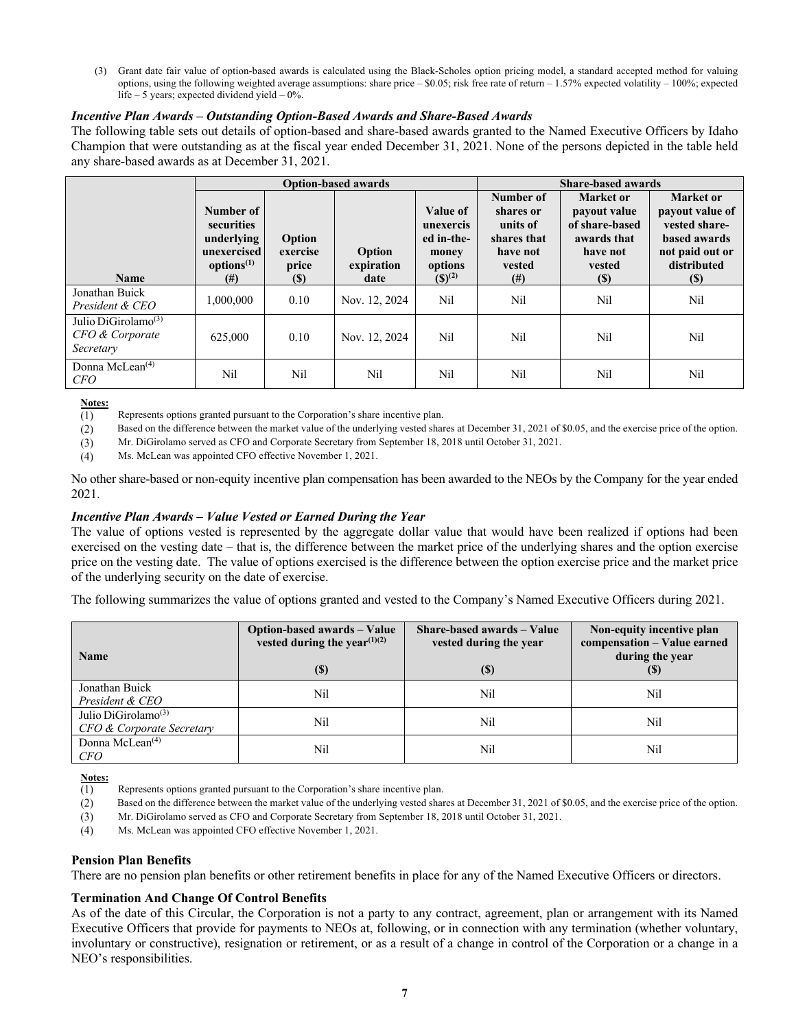(3) Grant date fair value of option-based awards is calculated using the Black-Scholes option pricing model, a standard accepted method for valuing options, using the following weighted average assumptions: share price – $0.05; risk free rate of return – 1.57% expected volatility – 100%; expected life – 5 years; expected dividend yield – 0%.

### *Incentive Plan Awards – Outstanding Option-Based Awards and Share-Based Awards*

The following table sets out details of option-based and share-based awards granted to the Named Executive Officers by Idaho Champion that were outstanding as at the fiscal year ended December 31, 2021. None of the persons depicted in the table held any share-based awards as at December 31, 2021.

| | Option-based awards | | | | Share-based awards | | |
|---|---|---|---|---|---|---|---|
| Name | Number of securities underlying unexercised options[(1)] (#) | Option exercise price ($) | Option expiration date | Value of unexercised in-the-money options ($)[(2)] | Number of shares or units of shares that have not vested (#) | Market or payout value of share-based awards that have not vested ($) | Market or payout value of vested share-based awards not paid out or distributed ($) |
| Jonathan Buick *President & CEO* | 1,000,000 | 0.10 | Nov. 12, 2024 | Nil | Nil | Nil | Nil |
| Julio DiGirolamo[(3)] *CFO & Corporate Secretary* | 625,000 | 0.10 | Nov. 12, 2024 | Nil | Nil | Nil | Nil |
| Donna McLean[(4)] *CFO* | Nil | Nil | Nil | Nil | Nil | Nil | Nil |

**Notes:**

(1) Represents options granted pursuant to the Corporation's share incentive plan.

(2) Based on the difference between the market value of the underlying vested shares at December 31, 2021 of $0.05, and the exercise price of the option.

(3) Mr. DiGirolamo served as CFO and Corporate Secretary from September 18, 2018 until October 31, 2021.

(4) Ms. McLean was appointed CFO effective November 1, 2021.

No other share-based or non-equity incentive plan compensation has been awarded to the NEOs by the Company for the year ended 2021.

### *Incentive Plan Awards – Value Vested or Earned During the Year*

The value of options vested is represented by the aggregate dollar value that would have been realized if options had been exercised on the vesting date – that is, the difference between the market price of the underlying shares and the option exercise price on the vesting date. The value of options exercised is the difference between the option exercise price and the market price of the underlying security on the date of exercise.

The following summarizes the value of options granted and vested to the Company's Named Executive Officers during 2021.

| Name | Option-based awards – Value vested during the year[(1)(2)] ($) | Share-based awards – Value vested during the year ($) | Non-equity incentive plan compensation – Value earned during the year ($) |
|---|---|---|---|
| Jonathan Buick *President & CEO* | Nil | Nil | Nil |
| Julio DiGirolamo[(3)] *CFO & Corporate Secretary* | Nil | Nil | Nil |
| Donna McLean[(4)] *CFO* | Nil | Nil | Nil |

**Notes:**

(1) Represents options granted pursuant to the Corporation's share incentive plan.

(2) Based on the difference between the market value of the underlying vested shares at December 31, 2021 of $0.05, and the exercise price of the option.

(3) Mr. DiGirolamo served as CFO and Corporate Secretary from September 18, 2018 until October 31, 2021.

(4) Ms. McLean was appointed CFO effective November 1, 2021.

### Pension Plan Benefits

There are no pension plan benefits or other retirement benefits in place for any of the Named Executive Officers or directors.

### Termination And Change Of Control Benefits

As of the date of this Circular, the Corporation is not a party to any contract, agreement, plan or arrangement with its Named Executive Officers that provide for payments to NEOs at, following, or in connection with any termination (whether voluntary, involuntary or constructive), resignation or retirement, or as a result of a change in control of the Corporation or a change in a NEO's responsibilities.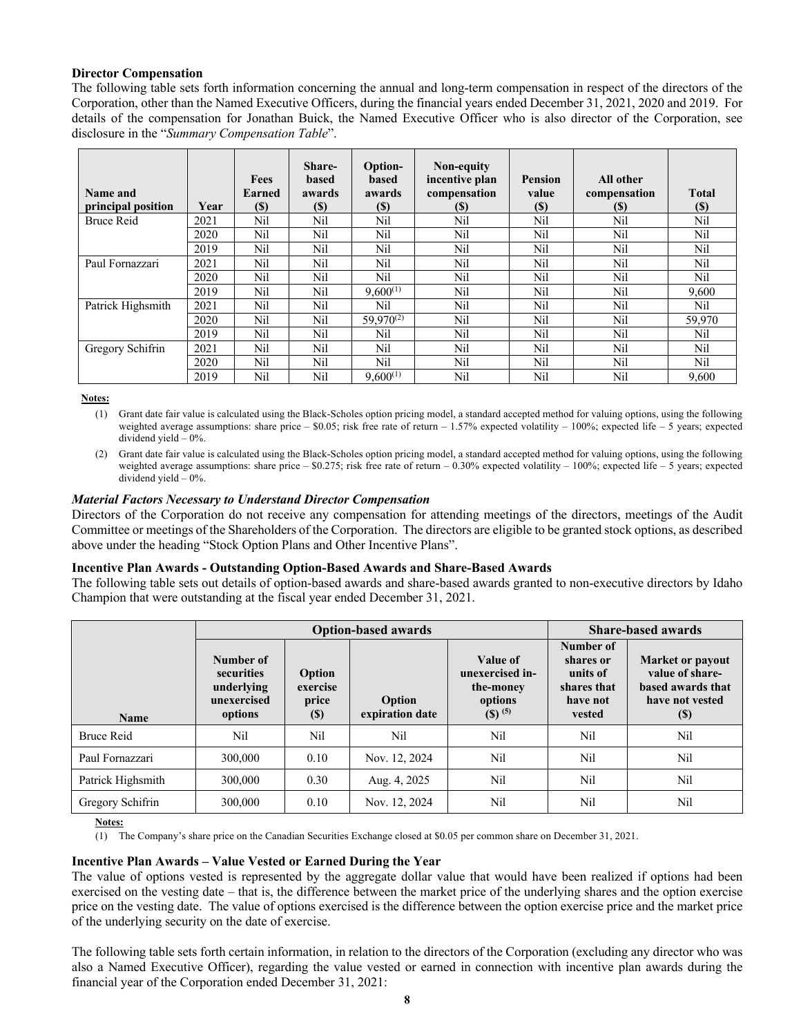**Director Compensation**

The following table sets forth information concerning the annual and long-term compensation in respect of the directors of the Corporation, other than the Named Executive Officers, during the financial years ended December 31, 2021, 2020 and 2019. For details of the compensation for Jonathan Buick, the Named Executive Officer who is also director of the Corporation, see disclosure in the "*Summary Compensation Table*".

| Name and principal position | Year | Fees Earned ($) | Share-based awards ($) | Option-based awards ($) | Non-equity incentive plan compensation ($) | Pension value ($) | All other compensation ($) | Total ($) |
|---|---|---|---|---|---|---|---|---|
| Bruce Reid | 2021 | Nil | Nil | Nil | Nil | Nil | Nil | Nil |
| | 2020 | Nil | Nil | Nil | Nil | Nil | Nil | Nil |
| | 2019 | Nil | Nil | Nil | Nil | Nil | Nil | Nil |
| Paul Fornazzari | 2021 | Nil | Nil | Nil | Nil | Nil | Nil | Nil |
| | 2020 | Nil | Nil | Nil | Nil | Nil | Nil | Nil |
| | 2019 | Nil | Nil | 9,600(1) | Nil | Nil | Nil | 9,600 |
| Patrick Highsmith | 2021 | Nil | Nil | Nil | Nil | Nil | Nil | Nil |
| | 2020 | Nil | Nil | 59,970(2) | Nil | Nil | Nil | 59,970 |
| | 2019 | Nil | Nil | Nil | Nil | Nil | Nil | Nil |
| Gregory Schifrin | 2021 | Nil | Nil | Nil | Nil | Nil | Nil | Nil |
| | 2020 | Nil | Nil | Nil | Nil | Nil | Nil | Nil |
| | 2019 | Nil | Nil | 9,600(1) | Nil | Nil | Nil | 9,600 |

**Notes:**

(1) Grant date fair value is calculated using the Black-Scholes option pricing model, a standard accepted method for valuing options, using the following weighted average assumptions: share price – $0.05; risk free rate of return – 1.57% expected volatility – 100%; expected life – 5 years; expected dividend yield – 0%.

(2) Grant date fair value is calculated using the Black-Scholes option pricing model, a standard accepted method for valuing options, using the following weighted average assumptions: share price – $0.275; risk free rate of return – 0.30% expected volatility – 100%; expected life – 5 years; expected dividend yield – 0%.

***Material Factors Necessary to Understand Director Compensation***

Directors of the Corporation do not receive any compensation for attending meetings of the directors, meetings of the Audit Committee or meetings of the Shareholders of the Corporation. The directors are eligible to be granted stock options, as described above under the heading "Stock Option Plans and Other Incentive Plans".

**Incentive Plan Awards - Outstanding Option-Based Awards and Share-Based Awards**

The following table sets out details of option-based awards and share-based awards granted to non-executive directors by Idaho Champion that were outstanding at the fiscal year ended December 31, 2021.

| | Option-based awards | | | | Share-based awards | |
|---|---|---|---|---|---|---|
| Name | Number of securities underlying unexercised options | Option exercise price ($) | Option expiration date | Value of unexercised in-the-money options ($) (5) | Number of shares or units of shares that have not vested | Market or payout value of share-based awards that have not vested ($) |
| Bruce Reid | Nil | Nil | Nil | Nil | Nil | Nil |
| Paul Fornazzari | 300,000 | 0.10 | Nov. 12, 2024 | Nil | Nil | Nil |
| Patrick Highsmith | 300,000 | 0.30 | Aug. 4, 2025 | Nil | Nil | Nil |
| Gregory Schifrin | 300,000 | 0.10 | Nov. 12, 2024 | Nil | Nil | Nil |

**Notes:**

(1) The Company's share price on the Canadian Securities Exchange closed at $0.05 per common share on December 31, 2021.

**Incentive Plan Awards – Value Vested or Earned During the Year**

The value of options vested is represented by the aggregate dollar value that would have been realized if options had been exercised on the vesting date – that is, the difference between the market price of the underlying shares and the option exercise price on the vesting date. The value of options exercised is the difference between the option exercise price and the market price of the underlying security on the date of exercise.

The following table sets forth certain information, in relation to the directors of the Corporation (excluding any director who was also a Named Executive Officer), regarding the value vested or earned in connection with incentive plan awards during the financial year of the Corporation ended December 31, 2021: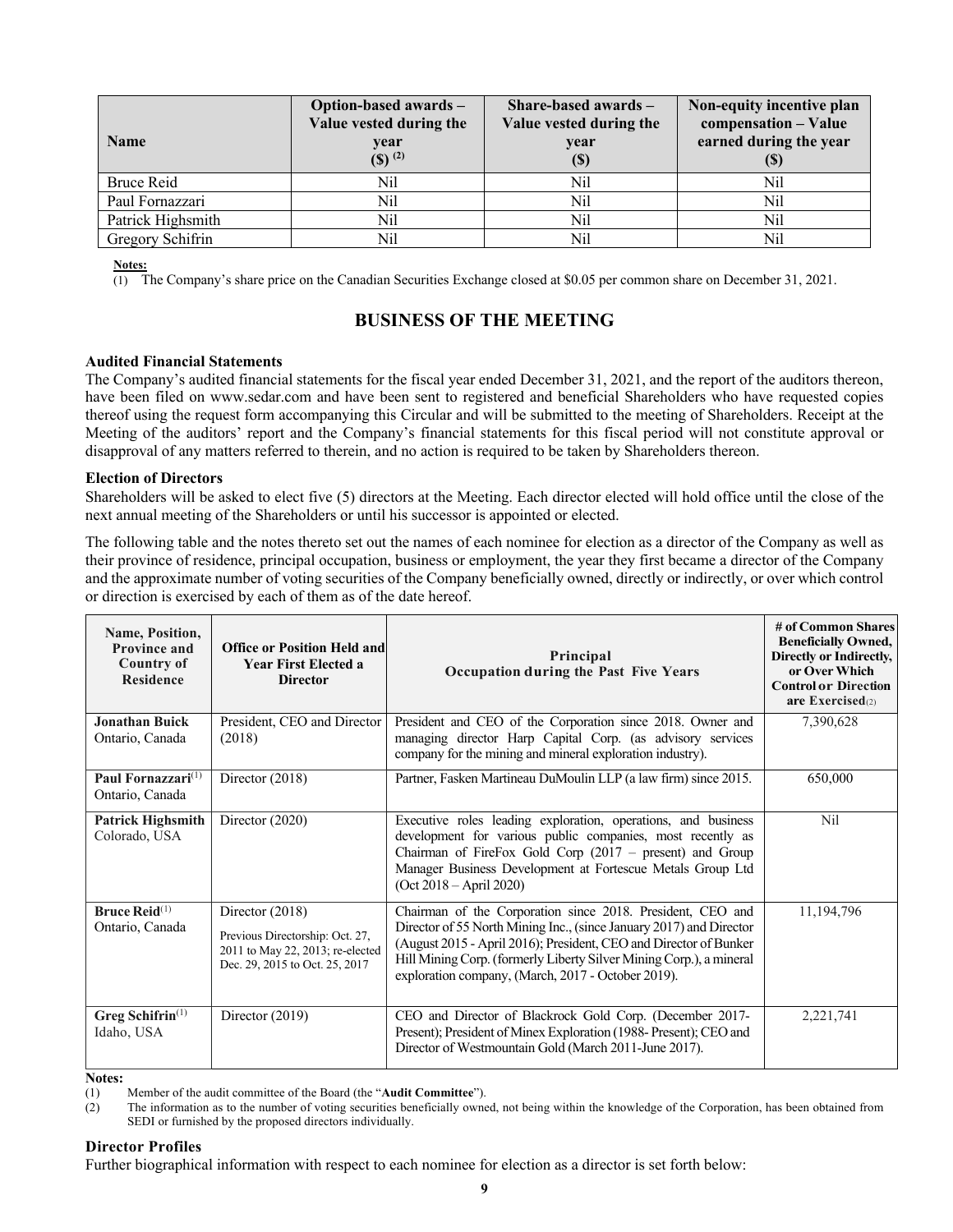| Name | Option-based awards – Value vested during the year ($) (2) | Share-based awards – Value vested during the year ($) | Non-equity incentive plan compensation – Value earned during the year ($) |
|---|---|---|---|
| Bruce Reid | Nil | Nil | Nil |
| Paul Fornazzari | Nil | Nil | Nil |
| Patrick Highsmith | Nil | Nil | Nil |
| Gregory Schifrin | Nil | Nil | Nil |

**Notes:**

(1) The Company's share price on the Canadian Securities Exchange closed at $0.05 per common share on December 31, 2021.

## BUSINESS OF THE MEETING

### Audited Financial Statements

The Company's audited financial statements for the fiscal year ended December 31, 2021, and the report of the auditors thereon, have been filed on www.sedar.com and have been sent to registered and beneficial Shareholders who have requested copies thereof using the request form accompanying this Circular and will be submitted to the meeting of Shareholders. Receipt at the Meeting of the auditors' report and the Company's financial statements for this fiscal period will not constitute approval or disapproval of any matters referred to therein, and no action is required to be taken by Shareholders thereon.

### Election of Directors

Shareholders will be asked to elect five (5) directors at the Meeting. Each director elected will hold office until the close of the next annual meeting of the Shareholders or until his successor is appointed or elected.

The following table and the notes thereto set out the names of each nominee for election as a director of the Company as well as their province of residence, principal occupation, business or employment, the year they first became a director of the Company and the approximate number of voting securities of the Company beneficially owned, directly or indirectly, or over which control or direction is exercised by each of them as of the date hereof.

| Name, Position, Province and Country of Residence | Office or Position Held and Year First Elected a Director | Principal Occupation during the Past Five Years | # of Common Shares Beneficially Owned, Directly or Indirectly, or Over Which Control or Direction are Exercised(2) |
|---|---|---|---|
| **Jonathan Buick** Ontario, Canada | President, CEO and Director (2018) | President and CEO of the Corporation since 2018. Owner and managing director Harp Capital Corp. (as advisory services company for the mining and mineral exploration industry). | 7,390,628 |
| **Paul Fornazzari**(1) Ontario, Canada | Director (2018) | Partner, Fasken Martineau DuMoulin LLP (a law firm) since 2015. | 650,000 |
| **Patrick Highsmith** Colorado, USA | Director (2020) | Executive roles leading exploration, operations, and business development for various public companies, most recently as Chairman of FireFox Gold Corp (2017 – present) and Group Manager Business Development at Fortescue Metals Group Ltd (Oct 2018 – April 2020) | Nil |
| **Bruce Reid**(1) Ontario, Canada | Director (2018) Previous Directorship: Oct. 27, 2011 to May 22, 2013; re-elected Dec. 29, 2015 to Oct. 25, 2017 | Chairman of the Corporation since 2018. President, CEO and Director of 55 North Mining Inc., (since January 2017) and Director (August 2015 - April 2016); President, CEO and Director of Bunker Hill Mining Corp. (formerly Liberty Silver Mining Corp.), a mineral exploration company, (March, 2017 - October 2019). | 11,194,796 |
| **Greg Schifrin**(1) Idaho, USA | Director (2019) | CEO and Director of Blackrock Gold Corp. (December 2017- Present); President of Minex Exploration (1988- Present); CEO and Director of Westmountain Gold (March 2011-June 2017). | 2,221,741 |

**Notes:**

(1) Member of the audit committee of the Board (the "**Audit Committee**").

(2) The information as to the number of voting securities beneficially owned, not being within the knowledge of the Corporation, has been obtained from SEDI or furnished by the proposed directors individually.

### Director Profiles

Further biographical information with respect to each nominee for election as a director is set forth below: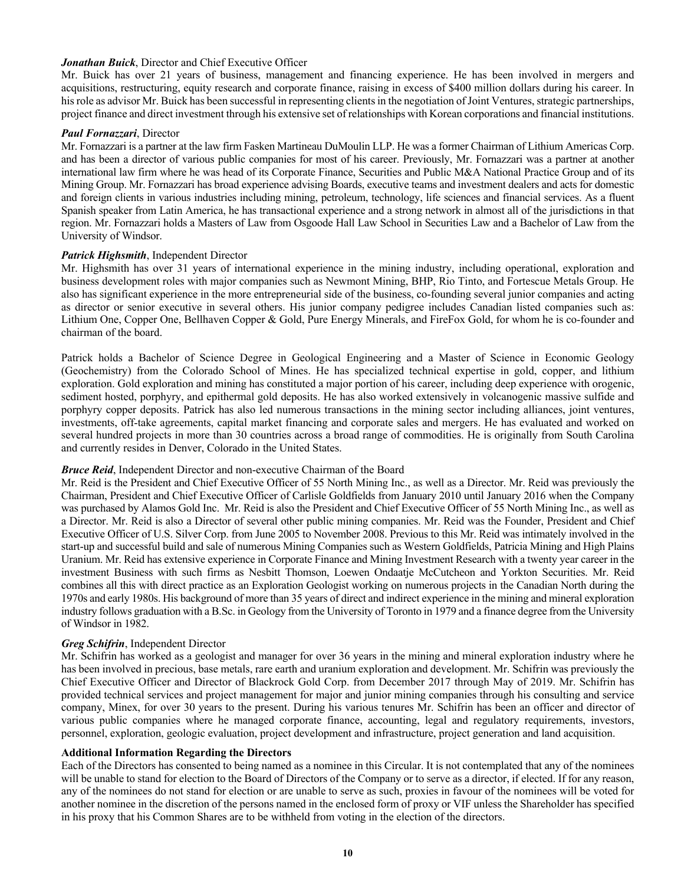***Jonathan Buick***, Director and Chief Executive Officer

Mr. Buick has over 21 years of business, management and financing experience. He has been involved in mergers and acquisitions, restructuring, equity research and corporate finance, raising in excess of $400 million dollars during his career. In his role as advisor Mr. Buick has been successful in representing clients in the negotiation of Joint Ventures, strategic partnerships, project finance and direct investment through his extensive set of relationships with Korean corporations and financial institutions.

***Paul Fornazzari***, Director

Mr. Fornazzari is a partner at the law firm Fasken Martineau DuMoulin LLP. He was a former Chairman of Lithium Americas Corp. and has been a director of various public companies for most of his career. Previously, Mr. Fornazzari was a partner at another international law firm where he was head of its Corporate Finance, Securities and Public M&A National Practice Group and of its Mining Group. Mr. Fornazzari has broad experience advising Boards, executive teams and investment dealers and acts for domestic and foreign clients in various industries including mining, petroleum, technology, life sciences and financial services. As a fluent Spanish speaker from Latin America, he has transactional experience and a strong network in almost all of the jurisdictions in that region. Mr. Fornazzari holds a Masters of Law from Osgoode Hall Law School in Securities Law and a Bachelor of Law from the University of Windsor.

***Patrick Highsmith***, Independent Director

Mr. Highsmith has over 31 years of international experience in the mining industry, including operational, exploration and business development roles with major companies such as Newmont Mining, BHP, Rio Tinto, and Fortescue Metals Group. He also has significant experience in the more entrepreneurial side of the business, co-founding several junior companies and acting as director or senior executive in several others. His junior company pedigree includes Canadian listed companies such as: Lithium One, Copper One, Bellhaven Copper & Gold, Pure Energy Minerals, and FireFox Gold, for whom he is co-founder and chairman of the board.

Patrick holds a Bachelor of Science Degree in Geological Engineering and a Master of Science in Economic Geology (Geochemistry) from the Colorado School of Mines. He has specialized technical expertise in gold, copper, and lithium exploration. Gold exploration and mining has constituted a major portion of his career, including deep experience with orogenic, sediment hosted, porphyry, and epithermal gold deposits. He has also worked extensively in volcanogenic massive sulfide and porphyry copper deposits. Patrick has also led numerous transactions in the mining sector including alliances, joint ventures, investments, off-take agreements, capital market financing and corporate sales and mergers. He has evaluated and worked on several hundred projects in more than 30 countries across a broad range of commodities. He is originally from South Carolina and currently resides in Denver, Colorado in the United States.

***Bruce Reid***, Independent Director and non-executive Chairman of the Board

Mr. Reid is the President and Chief Executive Officer of 55 North Mining Inc., as well as a Director. Mr. Reid was previously the Chairman, President and Chief Executive Officer of Carlisle Goldfields from January 2010 until January 2016 when the Company was purchased by Alamos Gold Inc. Mr. Reid is also the President and Chief Executive Officer of 55 North Mining Inc., as well as a Director. Mr. Reid is also a Director of several other public mining companies. Mr. Reid was the Founder, President and Chief Executive Officer of U.S. Silver Corp. from June 2005 to November 2008. Previous to this Mr. Reid was intimately involved in the start-up and successful build and sale of numerous Mining Companies such as Western Goldfields, Patricia Mining and High Plains Uranium. Mr. Reid has extensive experience in Corporate Finance and Mining Investment Research with a twenty year career in the investment Business with such firms as Nesbitt Thomson, Loewen Ondaatje McCutcheon and Yorkton Securities. Mr. Reid combines all this with direct practice as an Exploration Geologist working on numerous projects in the Canadian North during the 1970s and early 1980s. His background of more than 35 years of direct and indirect experience in the mining and mineral exploration industry follows graduation with a B.Sc. in Geology from the University of Toronto in 1979 and a finance degree from the University of Windsor in 1982.

***Greg Schifrin***, Independent Director

Mr. Schifrin has worked as a geologist and manager for over 36 years in the mining and mineral exploration industry where he has been involved in precious, base metals, rare earth and uranium exploration and development. Mr. Schifrin was previously the Chief Executive Officer and Director of Blackrock Gold Corp. from December 2017 through May of 2019. Mr. Schifrin has provided technical services and project management for major and junior mining companies through his consulting and service company, Minex, for over 30 years to the present. During his various tenures Mr. Schifrin has been an officer and director of various public companies where he managed corporate finance, accounting, legal and regulatory requirements, investors, personnel, exploration, geologic evaluation, project development and infrastructure, project generation and land acquisition.

**Additional Information Regarding the Directors**

Each of the Directors has consented to being named as a nominee in this Circular. It is not contemplated that any of the nominees will be unable to stand for election to the Board of Directors of the Company or to serve as a director, if elected. If for any reason, any of the nominees do not stand for election or are unable to serve as such, proxies in favour of the nominees will be voted for another nominee in the discretion of the persons named in the enclosed form of proxy or VIF unless the Shareholder has specified in his proxy that his Common Shares are to be withheld from voting in the election of the directors.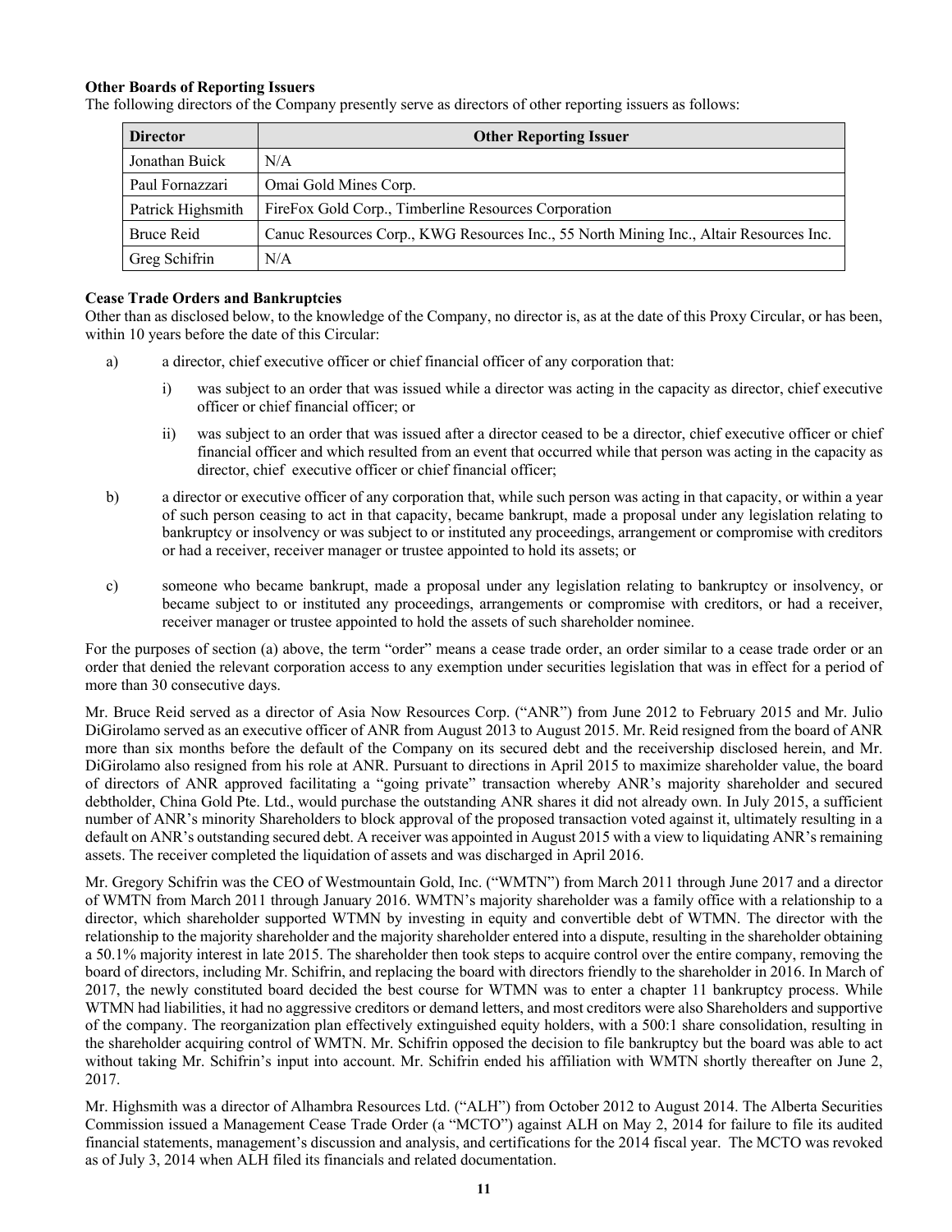**Other Boards of Reporting Issuers**

The following directors of the Company presently serve as directors of other reporting issuers as follows:

| Director | Other Reporting Issuer |
|---|---|
| Jonathan Buick | N/A |
| Paul Fornazzari | Omai Gold Mines Corp. |
| Patrick Highsmith | FireFox Gold Corp., Timberline Resources Corporation |
| Bruce Reid | Canuc Resources Corp., KWG Resources Inc., 55 North Mining Inc., Altair Resources Inc. |
| Greg Schifrin | N/A |

**Cease Trade Orders and Bankruptcies**

Other than as disclosed below, to the knowledge of the Company, no director is, as at the date of this Proxy Circular, or has been, within 10 years before the date of this Circular:

a) a director, chief executive officer or chief financial officer of any corporation that:

   i) was subject to an order that was issued while a director was acting in the capacity as director, chief executive officer or chief financial officer; or

   ii) was subject to an order that was issued after a director ceased to be a director, chief executive officer or chief financial officer and which resulted from an event that occurred while that person was acting in the capacity as director, chief executive officer or chief financial officer;

b) a director or executive officer of any corporation that, while such person was acting in that capacity, or within a year of such person ceasing to act in that capacity, became bankrupt, made a proposal under any legislation relating to bankruptcy or insolvency or was subject to or instituted any proceedings, arrangement or compromise with creditors or had a receiver, receiver manager or trustee appointed to hold its assets; or

c) someone who became bankrupt, made a proposal under any legislation relating to bankruptcy or insolvency, or became subject to or instituted any proceedings, arrangements or compromise with creditors, or had a receiver, receiver manager or trustee appointed to hold the assets of such shareholder nominee.

For the purposes of section (a) above, the term "order" means a cease trade order, an order similar to a cease trade order or an order that denied the relevant corporation access to any exemption under securities legislation that was in effect for a period of more than 30 consecutive days.

Mr. Bruce Reid served as a director of Asia Now Resources Corp. ("ANR") from June 2012 to February 2015 and Mr. Julio DiGirolamo served as an executive officer of ANR from August 2013 to August 2015. Mr. Reid resigned from the board of ANR more than six months before the default of the Company on its secured debt and the receivership disclosed herein, and Mr. DiGirolamo also resigned from his role at ANR. Pursuant to directions in April 2015 to maximize shareholder value, the board of directors of ANR approved facilitating a "going private" transaction whereby ANR's majority shareholder and secured debtholder, China Gold Pte. Ltd., would purchase the outstanding ANR shares it did not already own. In July 2015, a sufficient number of ANR's minority Shareholders to block approval of the proposed transaction voted against it, ultimately resulting in a default on ANR's outstanding secured debt. A receiver was appointed in August 2015 with a view to liquidating ANR's remaining assets. The receiver completed the liquidation of assets and was discharged in April 2016.

Mr. Gregory Schifrin was the CEO of Westmountain Gold, Inc. ("WMTN") from March 2011 through June 2017 and a director of WMTN from March 2011 through January 2016. WMTN's majority shareholder was a family office with a relationship to a director, which shareholder supported WTMN by investing in equity and convertible debt of WTMN. The director with the relationship to the majority shareholder and the majority shareholder entered into a dispute, resulting in the shareholder obtaining a 50.1% majority interest in late 2015. The shareholder then took steps to acquire control over the entire company, removing the board of directors, including Mr. Schifrin, and replacing the board with directors friendly to the shareholder in 2016. In March of 2017, the newly constituted board decided the best course for WTMN was to enter a chapter 11 bankruptcy process. While WTMN had liabilities, it had no aggressive creditors or demand letters, and most creditors were also Shareholders and supportive of the company. The reorganization plan effectively extinguished equity holders, with a 500:1 share consolidation, resulting in the shareholder acquiring control of WMTN. Mr. Schifrin opposed the decision to file bankruptcy but the board was able to act without taking Mr. Schifrin's input into account. Mr. Schifrin ended his affiliation with WMTN shortly thereafter on June 2, 2017.

Mr. Highsmith was a director of Alhambra Resources Ltd. ("ALH") from October 2012 to August 2014. The Alberta Securities Commission issued a Management Cease Trade Order (a "MCTO") against ALH on May 2, 2014 for failure to file its audited financial statements, management's discussion and analysis, and certifications for the 2014 fiscal year. The MCTO was revoked as of July 3, 2014 when ALH filed its financials and related documentation.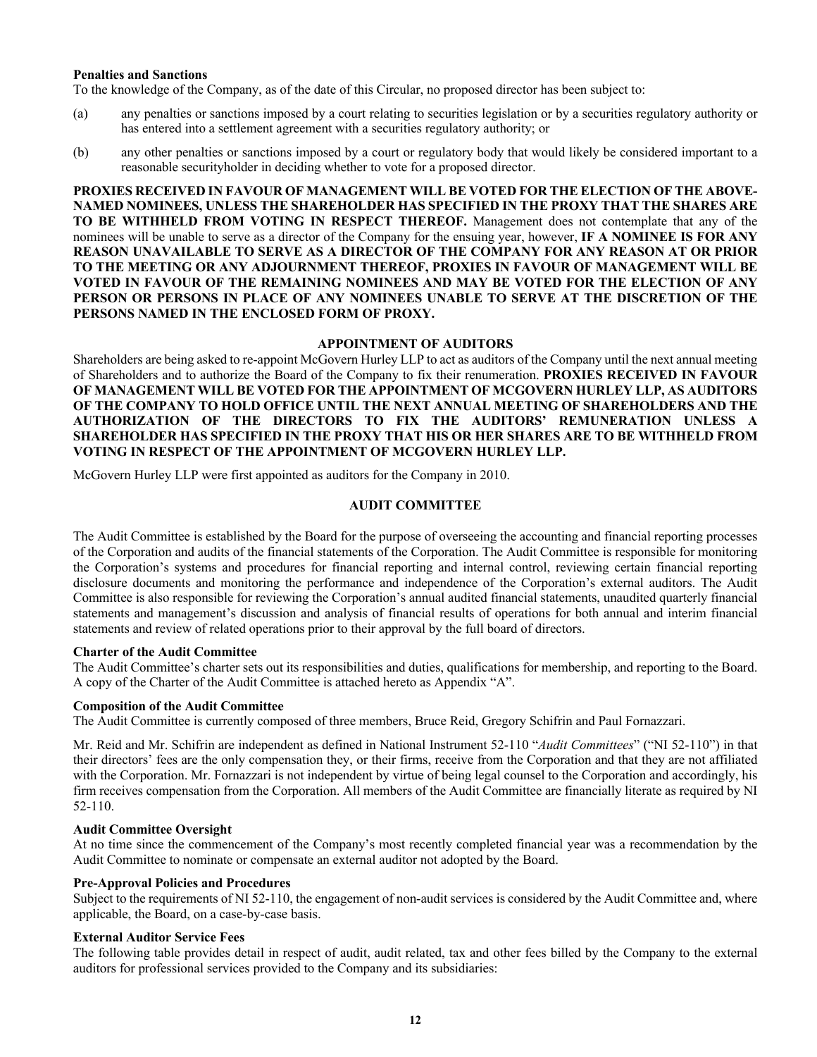**Penalties and Sanctions**

To the knowledge of the Company, as of the date of this Circular, no proposed director has been subject to:

(a) any penalties or sanctions imposed by a court relating to securities legislation or by a securities regulatory authority or has entered into a settlement agreement with a securities regulatory authority; or

(b) any other penalties or sanctions imposed by a court or regulatory body that would likely be considered important to a reasonable securityholder in deciding whether to vote for a proposed director.

**PROXIES RECEIVED IN FAVOUR OF MANAGEMENT WILL BE VOTED FOR THE ELECTION OF THE ABOVE-NAMED NOMINEES, UNLESS THE SHAREHOLDER HAS SPECIFIED IN THE PROXY THAT THE SHARES ARE TO BE WITHHELD FROM VOTING IN RESPECT THEREOF.** Management does not contemplate that any of the nominees will be unable to serve as a director of the Company for the ensuing year, however, **IF A NOMINEE IS FOR ANY REASON UNAVAILABLE TO SERVE AS A DIRECTOR OF THE COMPANY FOR ANY REASON AT OR PRIOR TO THE MEETING OR ANY ADJOURNMENT THEREOF, PROXIES IN FAVOUR OF MANAGEMENT WILL BE VOTED IN FAVOUR OF THE REMAINING NOMINEES AND MAY BE VOTED FOR THE ELECTION OF ANY PERSON OR PERSONS IN PLACE OF ANY NOMINEES UNABLE TO SERVE AT THE DISCRETION OF THE PERSONS NAMED IN THE ENCLOSED FORM OF PROXY.**

## APPOINTMENT OF AUDITORS

Shareholders are being asked to re-appoint McGovern Hurley LLP to act as auditors of the Company until the next annual meeting of Shareholders and to authorize the Board of the Company to fix their renumeration. **PROXIES RECEIVED IN FAVOUR OF MANAGEMENT WILL BE VOTED FOR THE APPOINTMENT OF MCGOVERN HURLEY LLP, AS AUDITORS OF THE COMPANY TO HOLD OFFICE UNTIL THE NEXT ANNUAL MEETING OF SHAREHOLDERS AND THE AUTHORIZATION OF THE DIRECTORS TO FIX THE AUDITORS' REMUNERATION UNLESS A SHAREHOLDER HAS SPECIFIED IN THE PROXY THAT HIS OR HER SHARES ARE TO BE WITHHELD FROM VOTING IN RESPECT OF THE APPOINTMENT OF MCGOVERN HURLEY LLP.**

McGovern Hurley LLP were first appointed as auditors for the Company in 2010.

## AUDIT COMMITTEE

The Audit Committee is established by the Board for the purpose of overseeing the accounting and financial reporting processes of the Corporation and audits of the financial statements of the Corporation. The Audit Committee is responsible for monitoring the Corporation's systems and procedures for financial reporting and internal control, reviewing certain financial reporting disclosure documents and monitoring the performance and independence of the Corporation's external auditors. The Audit Committee is also responsible for reviewing the Corporation's annual audited financial statements, unaudited quarterly financial statements and management's discussion and analysis of financial results of operations for both annual and interim financial statements and review of related operations prior to their approval by the full board of directors.

**Charter of the Audit Committee**

The Audit Committee's charter sets out its responsibilities and duties, qualifications for membership, and reporting to the Board. A copy of the Charter of the Audit Committee is attached hereto as Appendix "A".

**Composition of the Audit Committee**

The Audit Committee is currently composed of three members, Bruce Reid, Gregory Schifrin and Paul Fornazzari.

Mr. Reid and Mr. Schifrin are independent as defined in National Instrument 52-110 "*Audit Committees*" ("NI 52-110") in that their directors' fees are the only compensation they, or their firms, receive from the Corporation and that they are not affiliated with the Corporation. Mr. Fornazzari is not independent by virtue of being legal counsel to the Corporation and accordingly, his firm receives compensation from the Corporation. All members of the Audit Committee are financially literate as required by NI 52-110.

**Audit Committee Oversight**

At no time since the commencement of the Company's most recently completed financial year was a recommendation by the Audit Committee to nominate or compensate an external auditor not adopted by the Board.

**Pre-Approval Policies and Procedures**

Subject to the requirements of NI 52-110, the engagement of non-audit services is considered by the Audit Committee and, where applicable, the Board, on a case-by-case basis.

**External Auditor Service Fees**

The following table provides detail in respect of audit, audit related, tax and other fees billed by the Company to the external auditors for professional services provided to the Company and its subsidiaries: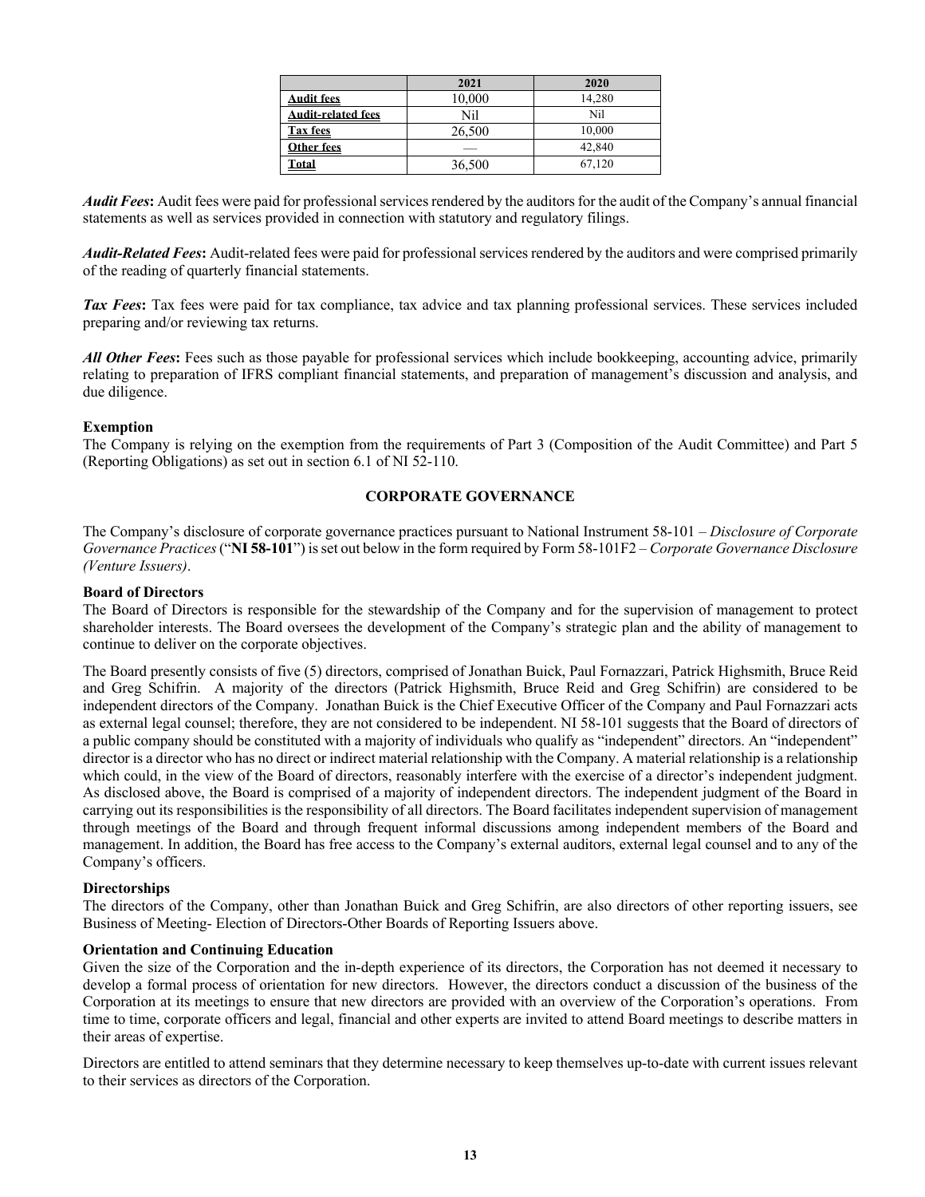| | 2021 | 2020 |
|---|---|---|
| **Audit fees** | 10,000 | 14,280 |
| **Audit-related fees** | Nil | Nil |
| **Tax fees** | 26,500 | 10,000 |
| **Other fees** | — | 42,840 |
| **Total** | 36,500 | 67,120 |

***Audit Fees*:** Audit fees were paid for professional services rendered by the auditors for the audit of the Company's annual financial statements as well as services provided in connection with statutory and regulatory filings.

***Audit-Related Fees*:** Audit-related fees were paid for professional services rendered by the auditors and were comprised primarily of the reading of quarterly financial statements.

***Tax Fees*:** Tax fees were paid for tax compliance, tax advice and tax planning professional services. These services included preparing and/or reviewing tax returns.

***All Other Fees*:** Fees such as those payable for professional services which include bookkeeping, accounting advice, primarily relating to preparation of IFRS compliant financial statements, and preparation of management's discussion and analysis, and due diligence.

**Exemption**

The Company is relying on the exemption from the requirements of Part 3 (Composition of the Audit Committee) and Part 5 (Reporting Obligations) as set out in section 6.1 of NI 52-110.

## CORPORATE GOVERNANCE

The Company's disclosure of corporate governance practices pursuant to National Instrument 58-101 – *Disclosure of Corporate Governance Practices* ("**NI 58-101**") is set out below in the form required by Form 58-101F2 – *Corporate Governance Disclosure (Venture Issuers)*.

**Board of Directors**

The Board of Directors is responsible for the stewardship of the Company and for the supervision of management to protect shareholder interests. The Board oversees the development of the Company's strategic plan and the ability of management to continue to deliver on the corporate objectives.

The Board presently consists of five (5) directors, comprised of Jonathan Buick, Paul Fornazzari, Patrick Highsmith, Bruce Reid and Greg Schifrin. A majority of the directors (Patrick Highsmith, Bruce Reid and Greg Schifrin) are considered to be independent directors of the Company. Jonathan Buick is the Chief Executive Officer of the Company and Paul Fornazzari acts as external legal counsel; therefore, they are not considered to be independent. NI 58-101 suggests that the Board of directors of a public company should be constituted with a majority of individuals who qualify as "independent" directors. An "independent" director is a director who has no direct or indirect material relationship with the Company. A material relationship is a relationship which could, in the view of the Board of directors, reasonably interfere with the exercise of a director's independent judgment. As disclosed above, the Board is comprised of a majority of independent directors. The independent judgment of the Board in carrying out its responsibilities is the responsibility of all directors. The Board facilitates independent supervision of management through meetings of the Board and through frequent informal discussions among independent members of the Board and management. In addition, the Board has free access to the Company's external auditors, external legal counsel and to any of the Company's officers.

**Directorships**

The directors of the Company, other than Jonathan Buick and Greg Schifrin, are also directors of other reporting issuers, see Business of Meeting- Election of Directors-Other Boards of Reporting Issuers above.

**Orientation and Continuing Education**

Given the size of the Corporation and the in-depth experience of its directors, the Corporation has not deemed it necessary to develop a formal process of orientation for new directors. However, the directors conduct a discussion of the business of the Corporation at its meetings to ensure that new directors are provided with an overview of the Corporation's operations. From time to time, corporate officers and legal, financial and other experts are invited to attend Board meetings to describe matters in their areas of expertise.

Directors are entitled to attend seminars that they determine necessary to keep themselves up-to-date with current issues relevant to their services as directors of the Corporation.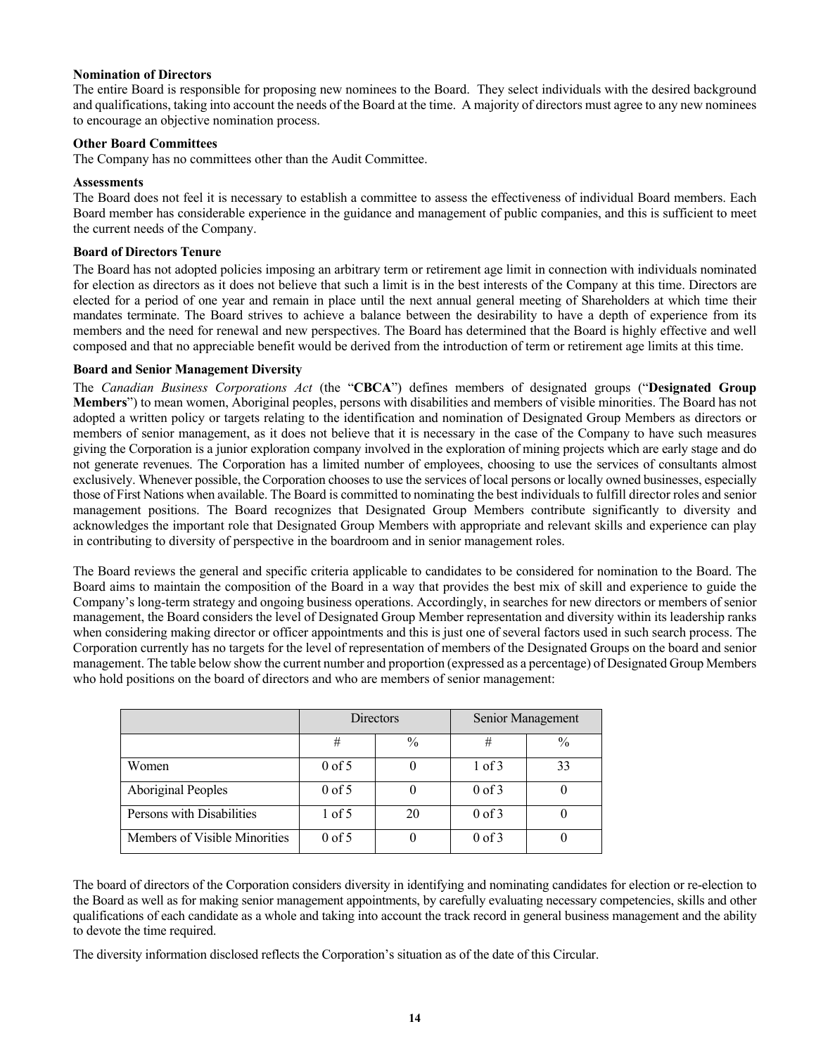**Nomination of Directors**

The entire Board is responsible for proposing new nominees to the Board. They select individuals with the desired background and qualifications, taking into account the needs of the Board at the time. A majority of directors must agree to any new nominees to encourage an objective nomination process.

**Other Board Committees**

The Company has no committees other than the Audit Committee.

**Assessments**

The Board does not feel it is necessary to establish a committee to assess the effectiveness of individual Board members. Each Board member has considerable experience in the guidance and management of public companies, and this is sufficient to meet the current needs of the Company.

**Board of Directors Tenure**

The Board has not adopted policies imposing an arbitrary term or retirement age limit in connection with individuals nominated for election as directors as it does not believe that such a limit is in the best interests of the Company at this time. Directors are elected for a period of one year and remain in place until the next annual general meeting of Shareholders at which time their mandates terminate. The Board strives to achieve a balance between the desirability to have a depth of experience from its members and the need for renewal and new perspectives. The Board has determined that the Board is highly effective and well composed and that no appreciable benefit would be derived from the introduction of term or retirement age limits at this time.

**Board and Senior Management Diversity**

The *Canadian Business Corporations Act* (the "**CBCA**") defines members of designated groups ("**Designated Group Members**") to mean women, Aboriginal peoples, persons with disabilities and members of visible minorities. The Board has not adopted a written policy or targets relating to the identification and nomination of Designated Group Members as directors or members of senior management, as it does not believe that it is necessary in the case of the Company to have such measures giving the Corporation is a junior exploration company involved in the exploration of mining projects which are early stage and do not generate revenues. The Corporation has a limited number of employees, choosing to use the services of consultants almost exclusively. Whenever possible, the Corporation chooses to use the services of local persons or locally owned businesses, especially those of First Nations when available. The Board is committed to nominating the best individuals to fulfill director roles and senior management positions. The Board recognizes that Designated Group Members contribute significantly to diversity and acknowledges the important role that Designated Group Members with appropriate and relevant skills and experience can play in contributing to diversity of perspective in the boardroom and in senior management roles.

The Board reviews the general and specific criteria applicable to candidates to be considered for nomination to the Board. The Board aims to maintain the composition of the Board in a way that provides the best mix of skill and experience to guide the Company's long-term strategy and ongoing business operations. Accordingly, in searches for new directors or members of senior management, the Board considers the level of Designated Group Member representation and diversity within its leadership ranks when considering making director or officer appointments and this is just one of several factors used in such search process. The Corporation currently has no targets for the level of representation of members of the Designated Groups on the board and senior management. The table below show the current number and proportion (expressed as a percentage) of Designated Group Members who hold positions on the board of directors and who are members of senior management:

| | Directors | | Senior Management | |
|---|---|---|---|---|
| | # | % | # | % |
| Women | 0 of 5 | 0 | 1 of 3 | 33 |
| Aboriginal Peoples | 0 of 5 | 0 | 0 of 3 | 0 |
| Persons with Disabilities | 1 of 5 | 20 | 0 of 3 | 0 |
| Members of Visible Minorities | 0 of 5 | 0 | 0 of 3 | 0 |

The board of directors of the Corporation considers diversity in identifying and nominating candidates for election or re-election to the Board as well as for making senior management appointments, by carefully evaluating necessary competencies, skills and other qualifications of each candidate as a whole and taking into account the track record in general business management and the ability to devote the time required.

The diversity information disclosed reflects the Corporation's situation as of the date of this Circular.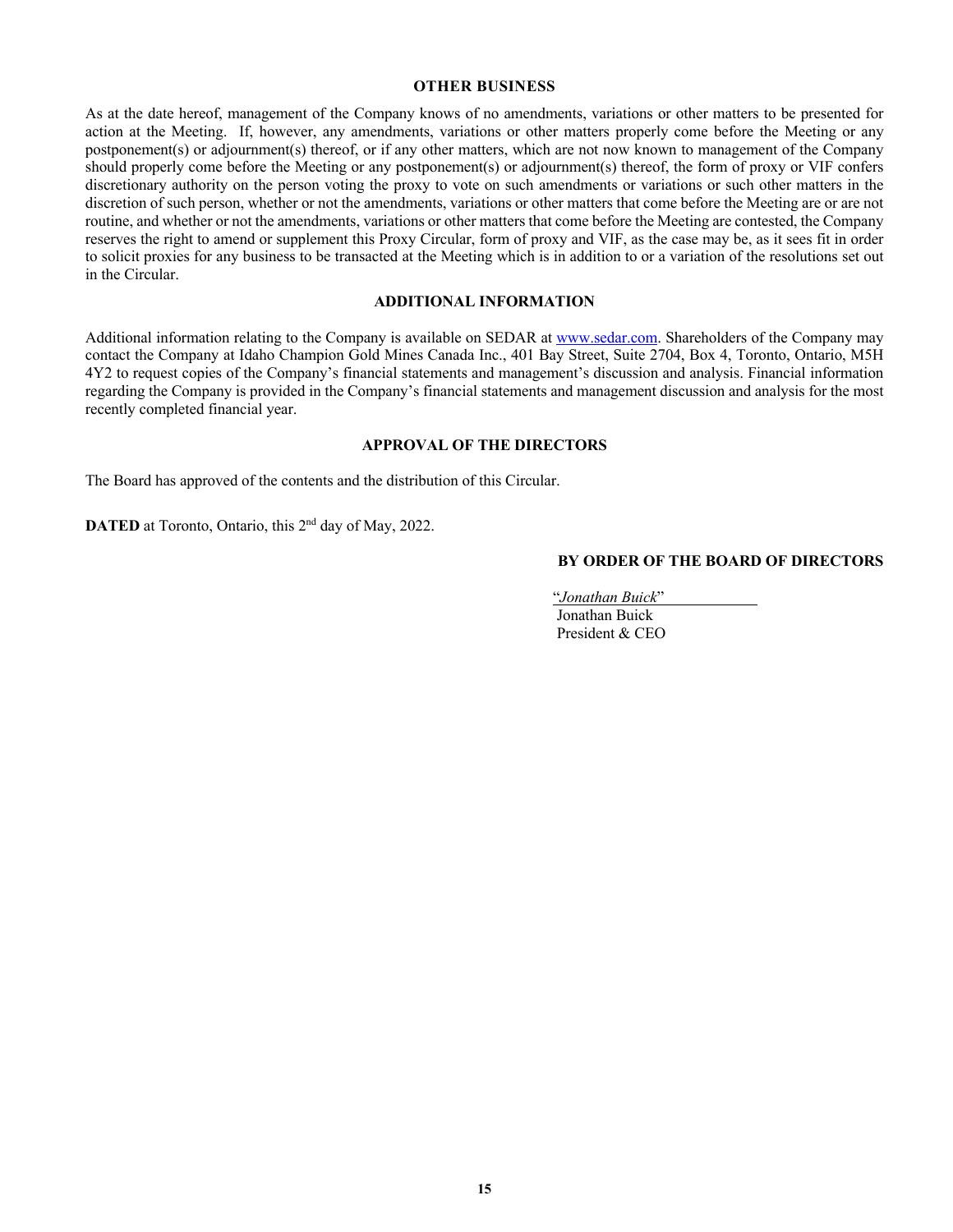## OTHER BUSINESS

As at the date hereof, management of the Company knows of no amendments, variations or other matters to be presented for action at the Meeting. If, however, any amendments, variations or other matters properly come before the Meeting or any postponement(s) or adjournment(s) thereof, or if any other matters, which are not now known to management of the Company should properly come before the Meeting or any postponement(s) or adjournment(s) thereof, the form of proxy or VIF confers discretionary authority on the person voting the proxy to vote on such amendments or variations or such other matters in the discretion of such person, whether or not the amendments, variations or other matters that come before the Meeting are or are not routine, and whether or not the amendments, variations or other matters that come before the Meeting are contested, the Company reserves the right to amend or supplement this Proxy Circular, form of proxy and VIF, as the case may be, as it sees fit in order to solicit proxies for any business to be transacted at the Meeting which is in addition to or a variation of the resolutions set out in the Circular.

## ADDITIONAL INFORMATION

Additional information relating to the Company is available on SEDAR at www.sedar.com. Shareholders of the Company may contact the Company at Idaho Champion Gold Mines Canada Inc., 401 Bay Street, Suite 2704, Box 4, Toronto, Ontario, M5H 4Y2 to request copies of the Company's financial statements and management's discussion and analysis. Financial information regarding the Company is provided in the Company's financial statements and management discussion and analysis for the most recently completed financial year.

## APPROVAL OF THE DIRECTORS

The Board has approved of the contents and the distribution of this Circular.

**DATED** at Toronto, Ontario, this 2nd day of May, 2022.

**BY ORDER OF THE BOARD OF DIRECTORS**

"*Jonathan Buick*"
Jonathan Buick
President & CEO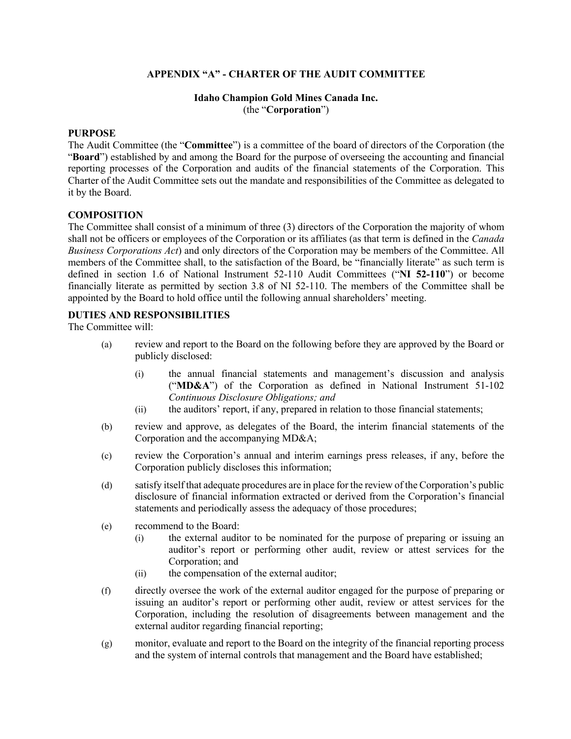## APPENDIX "A" - CHARTER OF THE AUDIT COMMITTEE

**Idaho Champion Gold Mines Canada Inc.**
(the "**Corporation**")

**PURPOSE**

The Audit Committee (the "**Committee**") is a committee of the board of directors of the Corporation (the "**Board**") established by and among the Board for the purpose of overseeing the accounting and financial reporting processes of the Corporation and audits of the financial statements of the Corporation. This Charter of the Audit Committee sets out the mandate and responsibilities of the Committee as delegated to it by the Board.

**COMPOSITION**

The Committee shall consist of a minimum of three (3) directors of the Corporation the majority of whom shall not be officers or employees of the Corporation or its affiliates (as that term is defined in the *Canada Business Corporations Act*) and only directors of the Corporation may be members of the Committee. All members of the Committee shall, to the satisfaction of the Board, be "financially literate" as such term is defined in section 1.6 of National Instrument 52-110 Audit Committees ("**NI 52-110**") or become financially literate as permitted by section 3.8 of NI 52-110. The members of the Committee shall be appointed by the Board to hold office until the following annual shareholders' meeting.

**DUTIES AND RESPONSIBILITIES**

The Committee will:

(a) review and report to the Board on the following before they are approved by the Board or publicly disclosed:

  (i) the annual financial statements and management's discussion and analysis ("**MD&A**") of the Corporation as defined in National Instrument 51-102 *Continuous Disclosure Obligations; and*

  (ii) the auditors' report, if any, prepared in relation to those financial statements;

(b) review and approve, as delegates of the Board, the interim financial statements of the Corporation and the accompanying MD&A;

(c) review the Corporation's annual and interim earnings press releases, if any, before the Corporation publicly discloses this information;

(d) satisfy itself that adequate procedures are in place for the review of the Corporation's public disclosure of financial information extracted or derived from the Corporation's financial statements and periodically assess the adequacy of those procedures;

(e) recommend to the Board:

  (i) the external auditor to be nominated for the purpose of preparing or issuing an auditor's report or performing other audit, review or attest services for the Corporation; and

  (ii) the compensation of the external auditor;

(f) directly oversee the work of the external auditor engaged for the purpose of preparing or issuing an auditor's report or performing other audit, review or attest services for the Corporation, including the resolution of disagreements between management and the external auditor regarding financial reporting;

(g) monitor, evaluate and report to the Board on the integrity of the financial reporting process and the system of internal controls that management and the Board have established;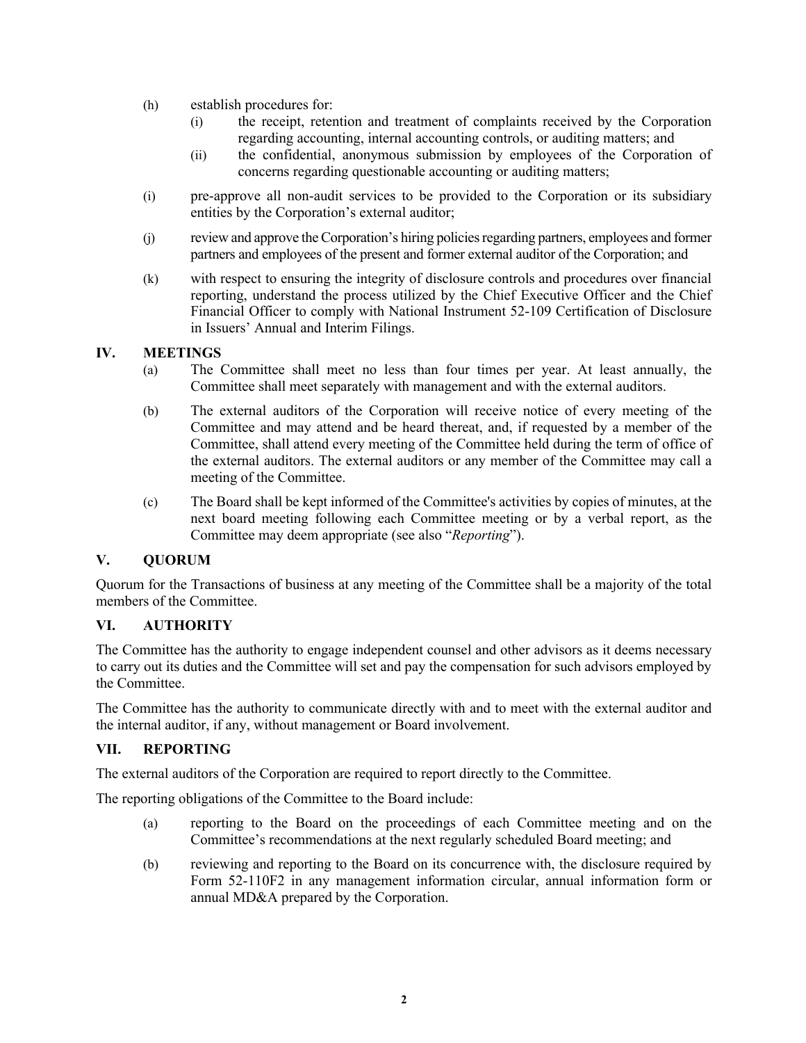(h) establish procedures for:

   (i) the receipt, retention and treatment of complaints received by the Corporation regarding accounting, internal accounting controls, or auditing matters; and

   (ii) the confidential, anonymous submission by employees of the Corporation of concerns regarding questionable accounting or auditing matters;

(i) pre-approve all non-audit services to be provided to the Corporation or its subsidiary entities by the Corporation's external auditor;

(j) review and approve the Corporation's hiring policies regarding partners, employees and former partners and employees of the present and former external auditor of the Corporation; and

(k) with respect to ensuring the integrity of disclosure controls and procedures over financial reporting, understand the process utilized by the Chief Executive Officer and the Chief Financial Officer to comply with National Instrument 52-109 Certification of Disclosure in Issuers' Annual and Interim Filings.

## IV. MEETINGS

(a) The Committee shall meet no less than four times per year. At least annually, the Committee shall meet separately with management and with the external auditors.

(b) The external auditors of the Corporation will receive notice of every meeting of the Committee and may attend and be heard thereat, and, if requested by a member of the Committee, shall attend every meeting of the Committee held during the term of office of the external auditors. The external auditors or any member of the Committee may call a meeting of the Committee.

(c) The Board shall be kept informed of the Committee's activities by copies of minutes, at the next board meeting following each Committee meeting or by a verbal report, as the Committee may deem appropriate (see also "*Reporting*").

## V. QUORUM

Quorum for the Transactions of business at any meeting of the Committee shall be a majority of the total members of the Committee.

## VI. AUTHORITY

The Committee has the authority to engage independent counsel and other advisors as it deems necessary to carry out its duties and the Committee will set and pay the compensation for such advisors employed by the Committee.

The Committee has the authority to communicate directly with and to meet with the external auditor and the internal auditor, if any, without management or Board involvement.

## VII. REPORTING

The external auditors of the Corporation are required to report directly to the Committee.

The reporting obligations of the Committee to the Board include:

(a) reporting to the Board on the proceedings of each Committee meeting and on the Committee's recommendations at the next regularly scheduled Board meeting; and

(b) reviewing and reporting to the Board on its concurrence with, the disclosure required by Form 52-110F2 in any management information circular, annual information form or annual MD&A prepared by the Corporation.